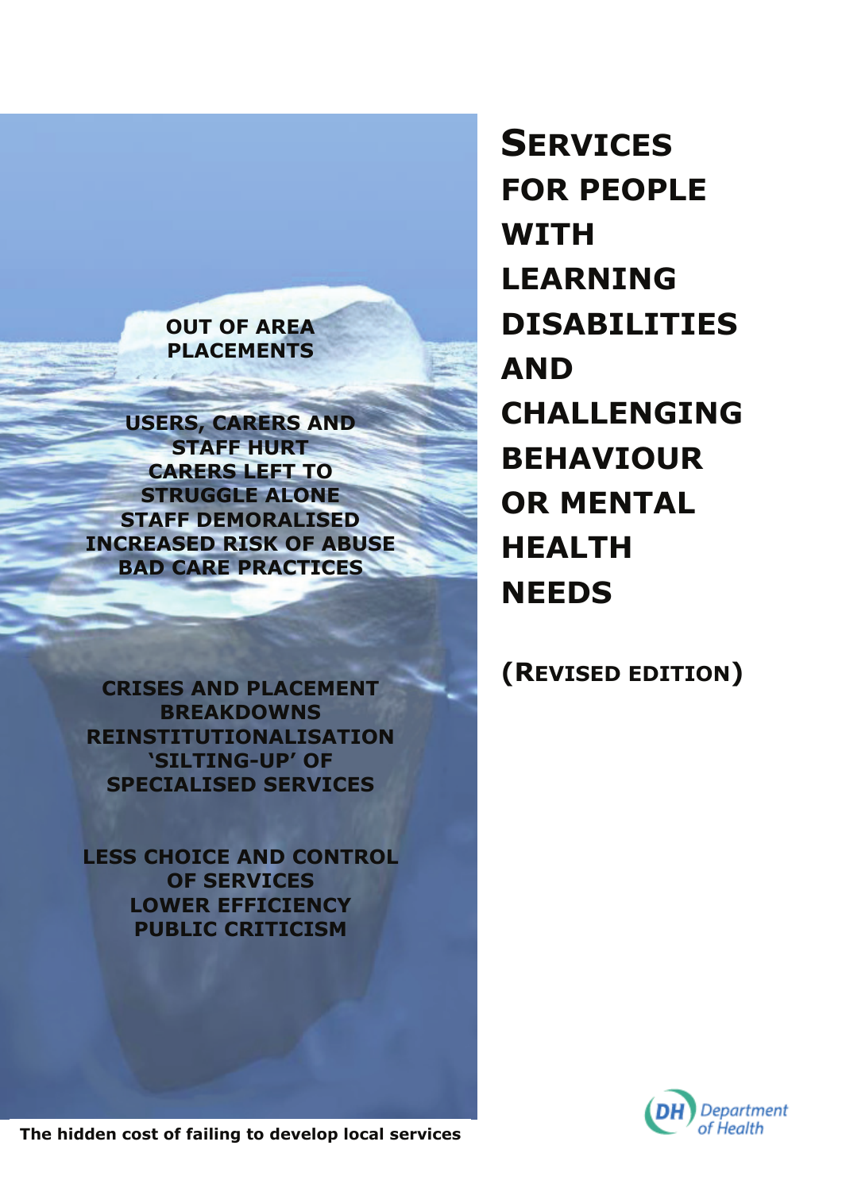# SERVICES FOR PEOPLE WITH LEARNING DISABILITIES AND CHALLENGING BEHAVIOUR OR MENTAL HEALTH NEEDS

## (REVISED EDITION)

OUT OF AREA PLACEMENTS

USERS, CARERS AND STAFF HURT
CARERS LEFT TO STRUGGLE ALONE
STAFF DEMORALISED
INCREASED RISK OF ABUSE
BAD CARE PRACTICES

CRISES AND PLACEMENT BREAKDOWNS
REINSTITUTIONALISATION
'SILTING-UP' OF SPECIALISED SERVICES

LESS CHOICE AND CONTROL OF SERVICES
LOWER EFFICIENCY
PUBLIC CRITICISM

**The hidden cost of failing to develop local services**

DH Department of Health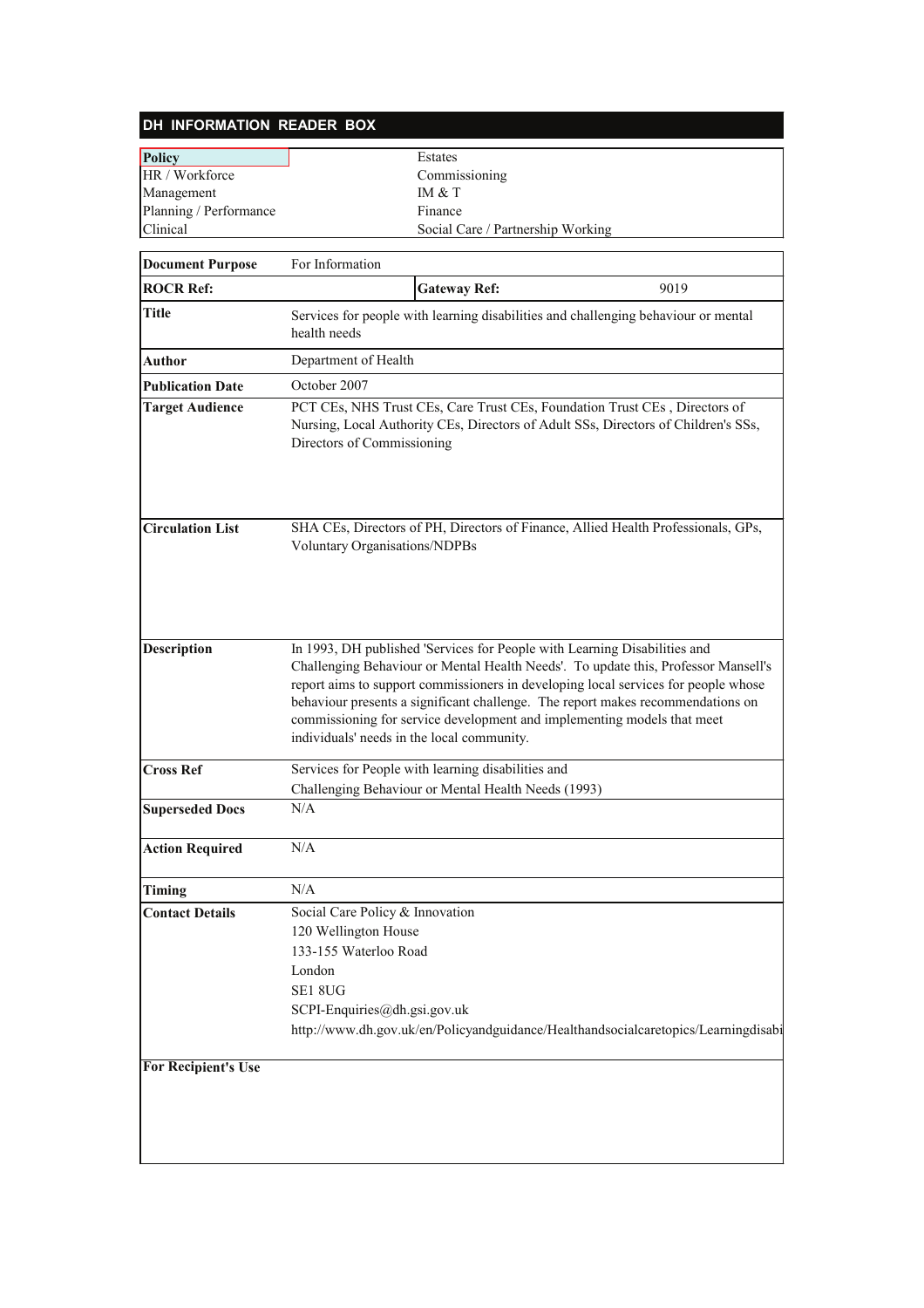## DH INFORMATION READER BOX

| | |
|---|---|
| **Policy** | Estates |
| HR / Workforce | Commissioning |
| Management | IM & T |
| Planning / Performance | Finance |
| Clinical | Social Care / Partnership Working |

| | | | |
|---|---|---|---|
| **Document Purpose** | For Information | | |
| **ROCR Ref:** | | **Gateway Ref:** | 9019 |
| **Title** | Services for people with learning disabilities and challenging behaviour or mental health needs | | |
| **Author** | Department of Health | | |
| **Publication Date** | October 2007 | | |
| **Target Audience** | PCT CEs, NHS Trust CEs, Care Trust CEs, Foundation Trust CEs , Directors of Nursing, Local Authority CEs, Directors of Adult SSs, Directors of Children's SSs, Directors of Commissioning | | |
| **Circulation List** | SHA CEs, Directors of PH, Directors of Finance, Allied Health Professionals, GPs, Voluntary Organisations/NDPBs | | |
| **Description** | In 1993, DH published 'Services for People with Learning Disabilities and Challenging Behaviour or Mental Health Needs'. To update this, Professor Mansell's report aims to support commissioners in developing local services for people whose behaviour presents a significant challenge. The report makes recommendations on commissioning for service development and implementing models that meet individuals' needs in the local community. | | |
| **Cross Ref** | Services for People with learning disabilities and Challenging Behaviour or Mental Health Needs (1993) | | |
| **Superseded Docs** | N/A | | |
| **Action Required** | N/A | | |
| **Timing** | N/A | | |
| **Contact Details** | Social Care Policy & Innovation<br>120 Wellington House<br>133-155 Waterloo Road<br>London<br>SE1 8UG<br>SCPI-Enquiries@dh.gsi.gov.uk<br>http://www.dh.gov.uk/en/Policyandguidance/Healthandsocialcaretopics/Learningdisabi | | |
| **For Recipient's Use** | | | |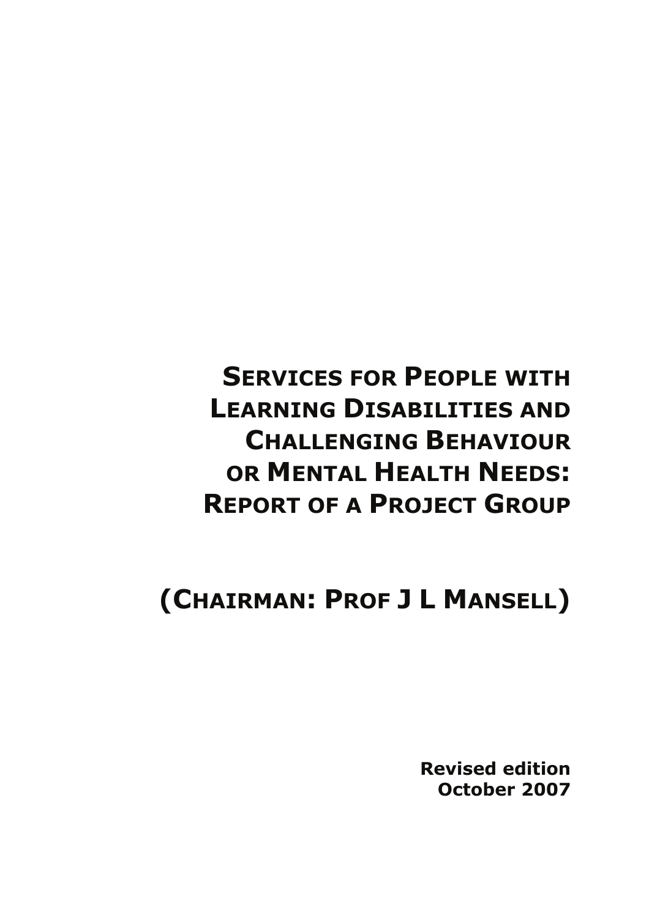# Services for People with Learning Disabilities and Challenging Behaviour or Mental Health Needs: Report of a Project Group

## (Chairman: Prof J L Mansell)

**Revised edition**
**October 2007**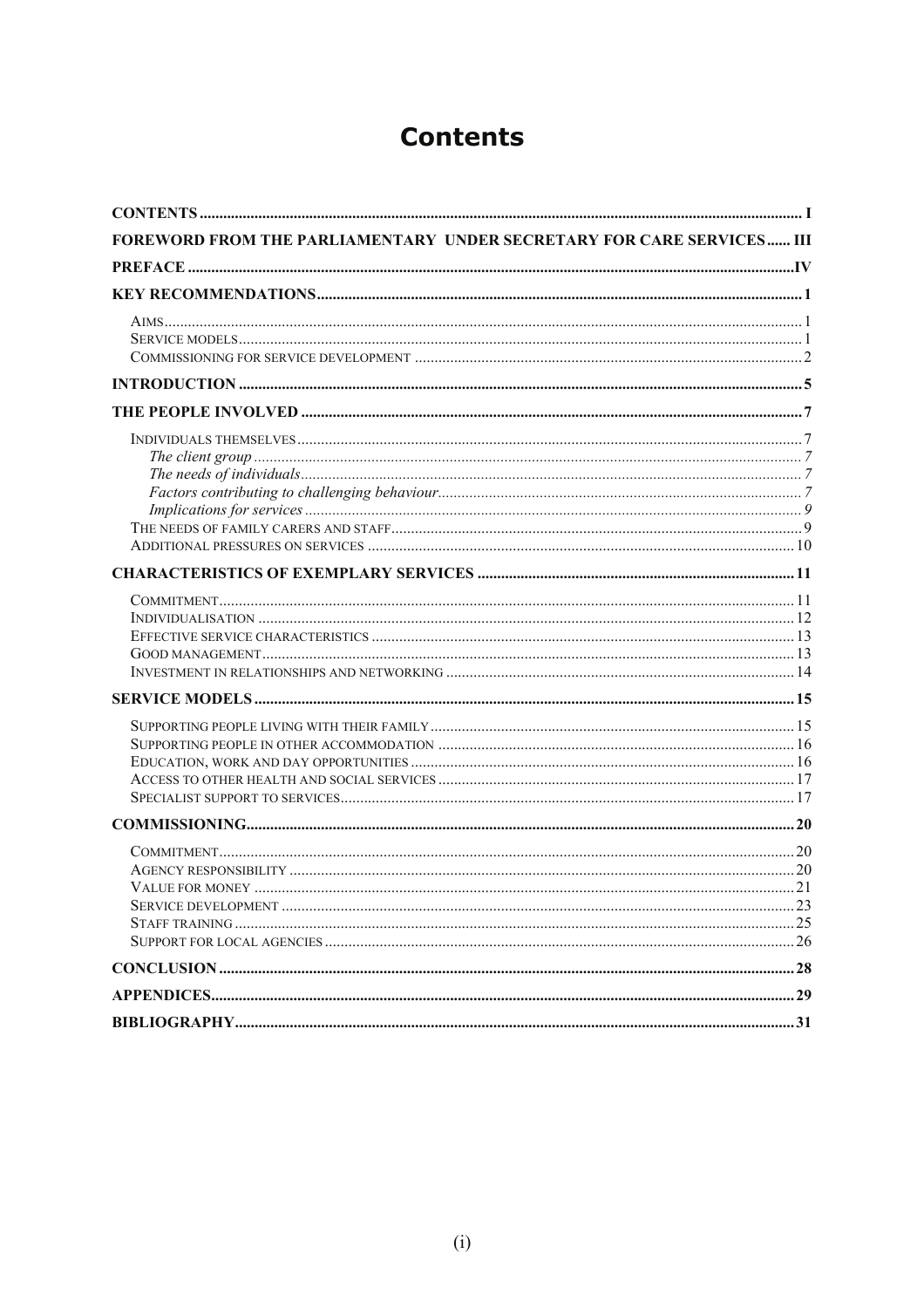# Contents

CONTENTS ..... I

FOREWORD FROM THE PARLIAMENTARY UNDER SECRETARY FOR CARE SERVICES ..... III

PREFACE ..... IV

KEY RECOMMENDATIONS ..... 1

- AIMS ..... 1
- SERVICE MODELS ..... 1
- COMMISSIONING FOR SERVICE DEVELOPMENT ..... 2

INTRODUCTION ..... 5

THE PEOPLE INVOLVED ..... 7

- INDIVIDUALS THEMSELVES ..... 7
  - *The client group* ..... 7
  - *The needs of individuals* ..... 7
  - *Factors contributing to challenging behaviour* ..... 7
  - *Implications for services* ..... 9
- THE NEEDS OF FAMILY CARERS AND STAFF ..... 9
- ADDITIONAL PRESSURES ON SERVICES ..... 10

CHARACTERISTICS OF EXEMPLARY SERVICES ..... 11

- COMMITMENT ..... 11
- INDIVIDUALISATION ..... 12
- EFFECTIVE SERVICE CHARACTERISTICS ..... 13
- GOOD MANAGEMENT ..... 13
- INVESTMENT IN RELATIONSHIPS AND NETWORKING ..... 14

SERVICE MODELS ..... 15

- SUPPORTING PEOPLE LIVING WITH THEIR FAMILY ..... 15
- SUPPORTING PEOPLE IN OTHER ACCOMMODATION ..... 16
- EDUCATION, WORK AND DAY OPPORTUNITIES ..... 16
- ACCESS TO OTHER HEALTH AND SOCIAL SERVICES ..... 17
- SPECIALIST SUPPORT TO SERVICES ..... 17

COMMISSIONING ..... 20

- COMMITMENT ..... 20
- AGENCY RESPONSIBILITY ..... 20
- VALUE FOR MONEY ..... 21
- SERVICE DEVELOPMENT ..... 23
- STAFF TRAINING ..... 25
- SUPPORT FOR LOCAL AGENCIES ..... 26

CONCLUSION ..... 28

APPENDICES ..... 29

BIBLIOGRAPHY ..... 31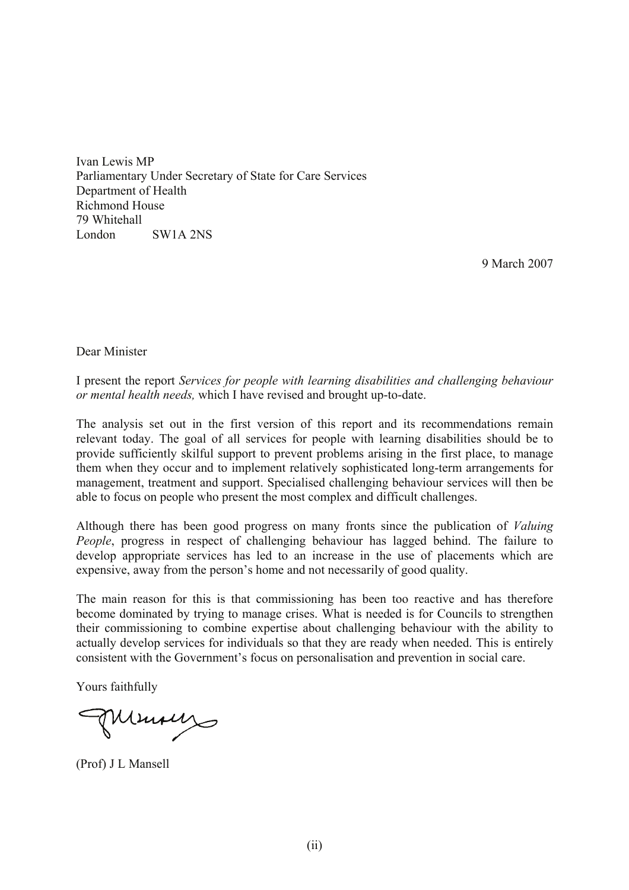Ivan Lewis MP
Parliamentary Under Secretary of State for Care Services
Department of Health
Richmond House
79 Whitehall
London SW1A 2NS

9 March 2007

Dear Minister

I present the report *Services for people with learning disabilities and challenging behaviour or mental health needs,* which I have revised and brought up-to-date.

The analysis set out in the first version of this report and its recommendations remain relevant today. The goal of all services for people with learning disabilities should be to provide sufficiently skilful support to prevent problems arising in the first place, to manage them when they occur and to implement relatively sophisticated long-term arrangements for management, treatment and support. Specialised challenging behaviour services will then be able to focus on people who present the most complex and difficult challenges.

Although there has been good progress on many fronts since the publication of *Valuing People*, progress in respect of challenging behaviour has lagged behind. The failure to develop appropriate services has led to an increase in the use of placements which are expensive, away from the person's home and not necessarily of good quality.

The main reason for this is that commissioning has been too reactive and has therefore become dominated by trying to manage crises. What is needed is for Councils to strengthen their commissioning to combine expertise about challenging behaviour with the ability to actually develop services for individuals so that they are ready when needed. This is entirely consistent with the Government's focus on personalisation and prevention in social care.

Yours faithfully

(Prof) J L Mansell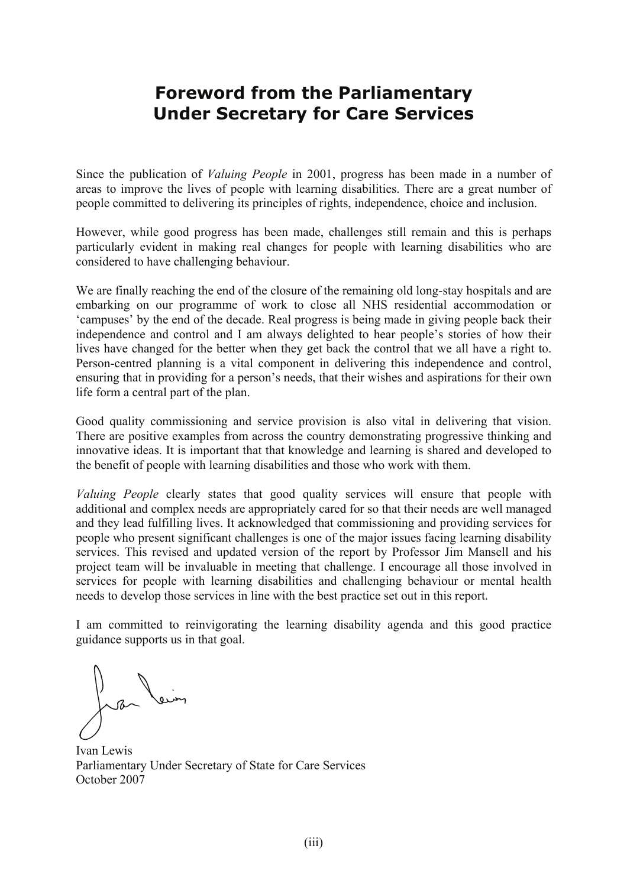# Foreword from the Parliamentary Under Secretary for Care Services

Since the publication of *Valuing People* in 2001, progress has been made in a number of areas to improve the lives of people with learning disabilities. There are a great number of people committed to delivering its principles of rights, independence, choice and inclusion.

However, while good progress has been made, challenges still remain and this is perhaps particularly evident in making real changes for people with learning disabilities who are considered to have challenging behaviour.

We are finally reaching the end of the closure of the remaining old long-stay hospitals and are embarking on our programme of work to close all NHS residential accommodation or 'campuses' by the end of the decade. Real progress is being made in giving people back their independence and control and I am always delighted to hear people's stories of how their lives have changed for the better when they get back the control that we all have a right to. Person-centred planning is a vital component in delivering this independence and control, ensuring that in providing for a person's needs, that their wishes and aspirations for their own life form a central part of the plan.

Good quality commissioning and service provision is also vital in delivering that vision. There are positive examples from across the country demonstrating progressive thinking and innovative ideas. It is important that that knowledge and learning is shared and developed to the benefit of people with learning disabilities and those who work with them.

*Valuing People* clearly states that good quality services will ensure that people with additional and complex needs are appropriately cared for so that their needs are well managed and they lead fulfilling lives. It acknowledged that commissioning and providing services for people who present significant challenges is one of the major issues facing learning disability services. This revised and updated version of the report by Professor Jim Mansell and his project team will be invaluable in meeting that challenge. I encourage all those involved in services for people with learning disabilities and challenging behaviour or mental health needs to develop those services in line with the best practice set out in this report.

I am committed to reinvigorating the learning disability agenda and this good practice guidance supports us in that goal.

Ivan Lewis
Parliamentary Under Secretary of State for Care Services
October 2007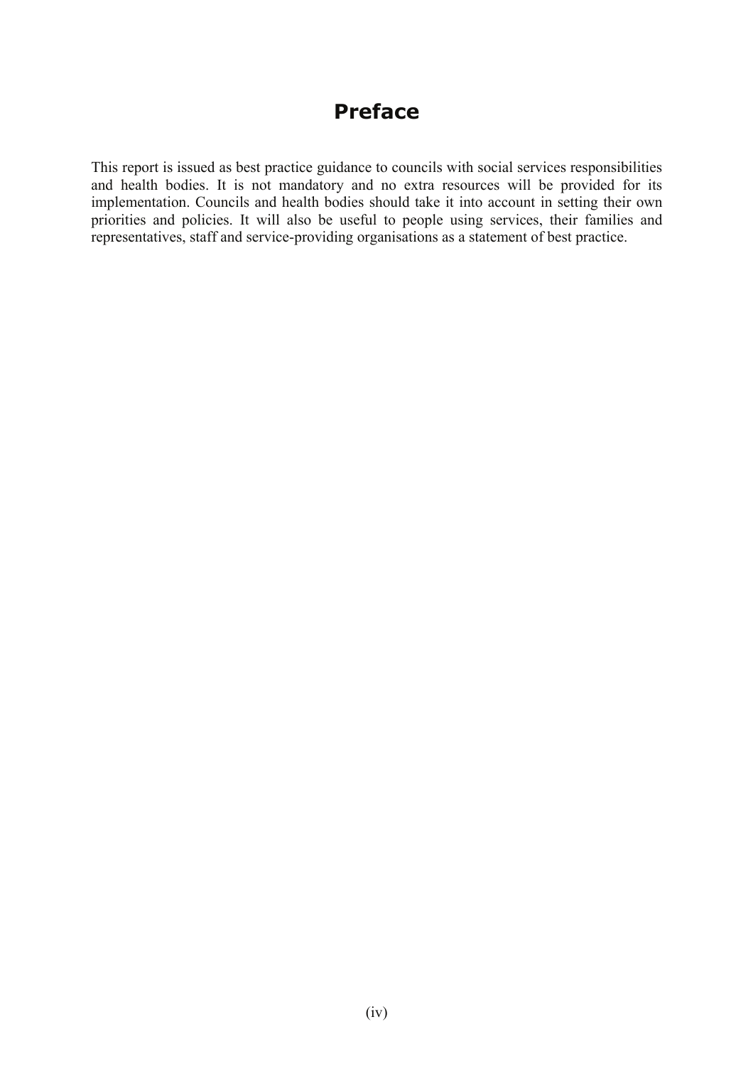# Preface

This report is issued as best practice guidance to councils with social services responsibilities and health bodies. It is not mandatory and no extra resources will be provided for its implementation. Councils and health bodies should take it into account in setting their own priorities and policies. It will also be useful to people using services, their families and representatives, staff and service-providing organisations as a statement of best practice.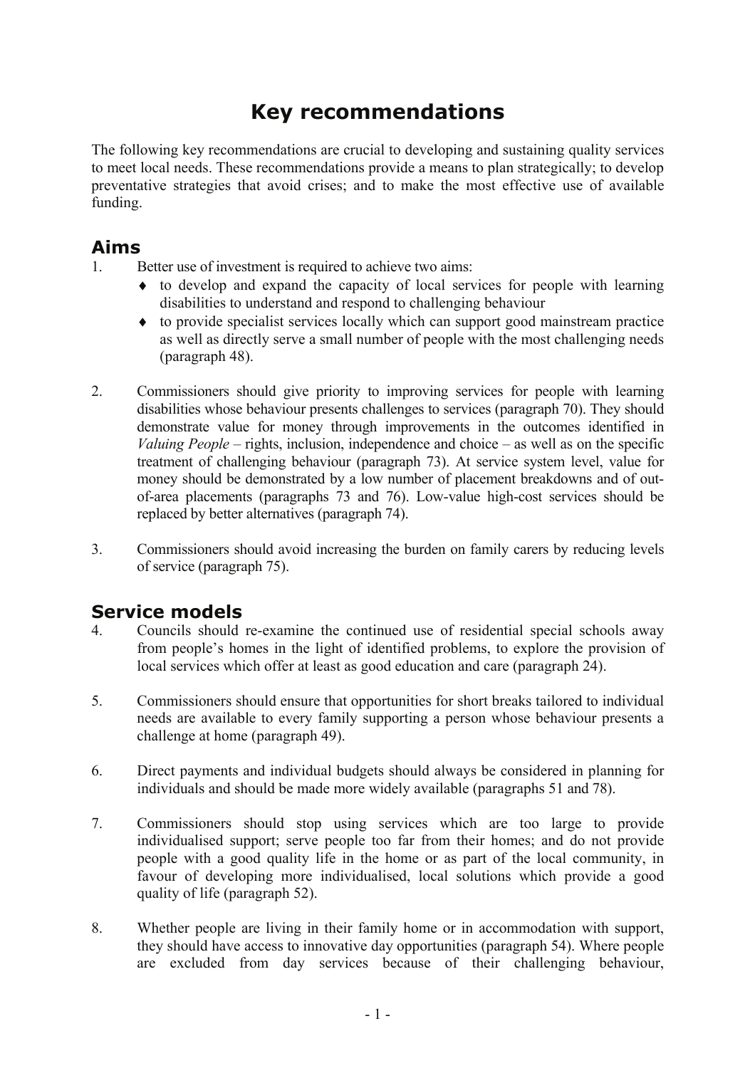# Key recommendations

The following key recommendations are crucial to developing and sustaining quality services to meet local needs. These recommendations provide a means to plan strategically; to develop preventative strategies that avoid crises; and to make the most effective use of available funding.

## Aims

1. Better use of investment is required to achieve two aims:
    - to develop and expand the capacity of local services for people with learning disabilities to understand and respond to challenging behaviour
    - to provide specialist services locally which can support good mainstream practice as well as directly serve a small number of people with the most challenging needs (paragraph 48).

2. Commissioners should give priority to improving services for people with learning disabilities whose behaviour presents challenges to services (paragraph 70). They should demonstrate value for money through improvements in the outcomes identified in *Valuing People* – rights, inclusion, independence and choice – as well as on the specific treatment of challenging behaviour (paragraph 73). At service system level, value for money should be demonstrated by a low number of placement breakdowns and of out-of-area placements (paragraphs 73 and 76). Low-value high-cost services should be replaced by better alternatives (paragraph 74).

3. Commissioners should avoid increasing the burden on family carers by reducing levels of service (paragraph 75).

## Service models

4. Councils should re-examine the continued use of residential special schools away from people's homes in the light of identified problems, to explore the provision of local services which offer at least as good education and care (paragraph 24).

5. Commissioners should ensure that opportunities for short breaks tailored to individual needs are available to every family supporting a person whose behaviour presents a challenge at home (paragraph 49).

6. Direct payments and individual budgets should always be considered in planning for individuals and should be made more widely available (paragraphs 51 and 78).

7. Commissioners should stop using services which are too large to provide individualised support; serve people too far from their homes; and do not provide people with a good quality life in the home or as part of the local community, in favour of developing more individualised, local solutions which provide a good quality of life (paragraph 52).

8. Whether people are living in their family home or in accommodation with support, they should have access to innovative day opportunities (paragraph 54). Where people are excluded from day services because of their challenging behaviour,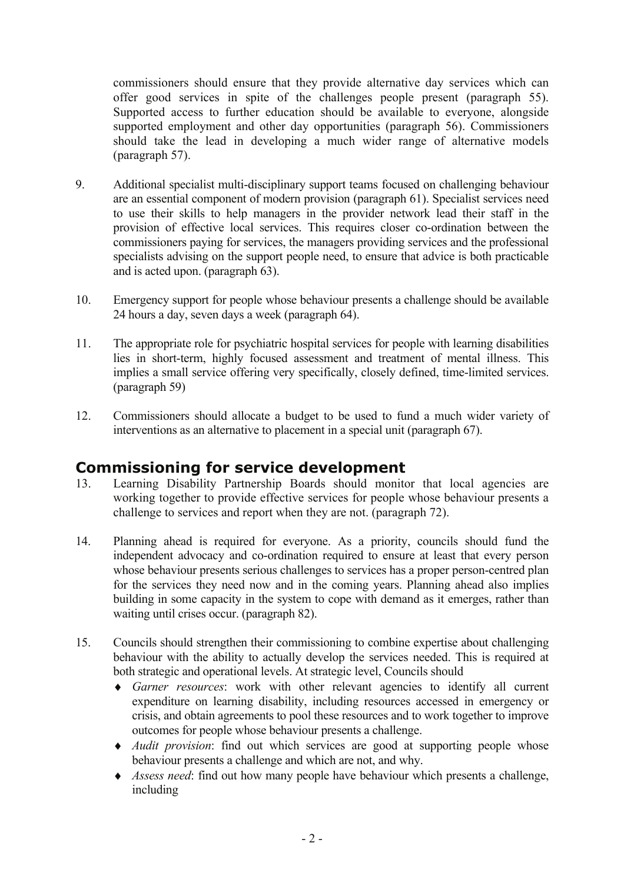commissioners should ensure that they provide alternative day services which can offer good services in spite of the challenges people present (paragraph 55). Supported access to further education should be available to everyone, alongside supported employment and other day opportunities (paragraph 56). Commissioners should take the lead in developing a much wider range of alternative models (paragraph 57).

9. Additional specialist multi-disciplinary support teams focused on challenging behaviour are an essential component of modern provision (paragraph 61). Specialist services need to use their skills to help managers in the provider network lead their staff in the provision of effective local services. This requires closer co-ordination between the commissioners paying for services, the managers providing services and the professional specialists advising on the support people need, to ensure that advice is both practicable and is acted upon. (paragraph 63).

10. Emergency support for people whose behaviour presents a challenge should be available 24 hours a day, seven days a week (paragraph 64).

11. The appropriate role for psychiatric hospital services for people with learning disabilities lies in short-term, highly focused assessment and treatment of mental illness. This implies a small service offering very specifically, closely defined, time-limited services. (paragraph 59)

12. Commissioners should allocate a budget to be used to fund a much wider variety of interventions as an alternative to placement in a special unit (paragraph 67).

## Commissioning for service development

13. Learning Disability Partnership Boards should monitor that local agencies are working together to provide effective services for people whose behaviour presents a challenge to services and report when they are not. (paragraph 72).

14. Planning ahead is required for everyone. As a priority, councils should fund the independent advocacy and co-ordination required to ensure at least that every person whose behaviour presents serious challenges to services has a proper person-centred plan for the services they need now and in the coming years. Planning ahead also implies building in some capacity in the system to cope with demand as it emerges, rather than waiting until crises occur. (paragraph 82).

15. Councils should strengthen their commissioning to combine expertise about challenging behaviour with the ability to actually develop the services needed. This is required at both strategic and operational levels. At strategic level, Councils should
    - *Garner resources*: work with other relevant agencies to identify all current expenditure on learning disability, including resources accessed in emergency or crisis, and obtain agreements to pool these resources and to work together to improve outcomes for people whose behaviour presents a challenge.
    - *Audit provision*: find out which services are good at supporting people whose behaviour presents a challenge and which are not, and why.
    - *Assess need*: find out how many people have behaviour which presents a challenge, including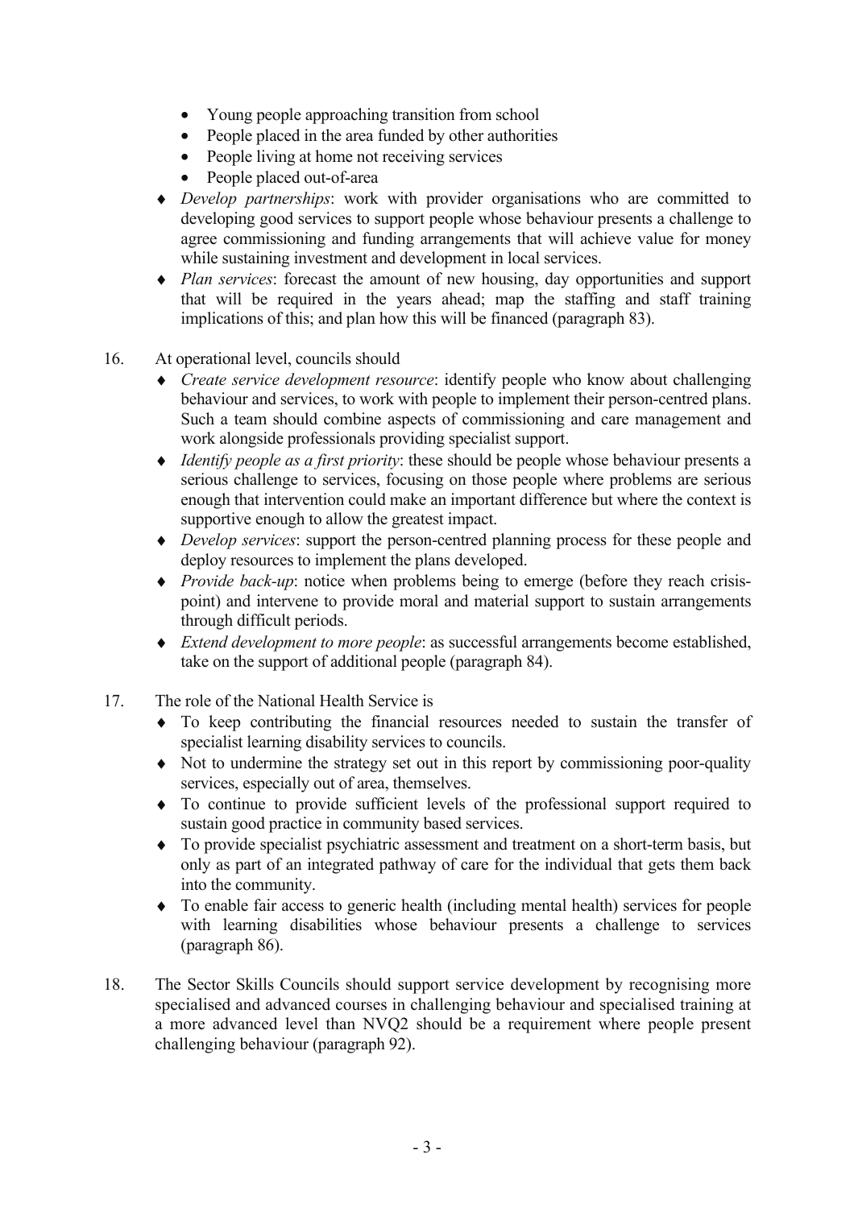- Young people approaching transition from school
- People placed in the area funded by other authorities
- People living at home not receiving services
- People placed out-of-area

- *Develop partnerships*: work with provider organisations who are committed to developing good services to support people whose behaviour presents a challenge to agree commissioning and funding arrangements that will achieve value for money while sustaining investment and development in local services.
- *Plan services*: forecast the amount of new housing, day opportunities and support that will be required in the years ahead; map the staffing and staff training implications of this; and plan how this will be financed (paragraph 83).

16. At operational level, councils should
    - *Create service development resource*: identify people who know about challenging behaviour and services, to work with people to implement their person-centred plans. Such a team should combine aspects of commissioning and care management and work alongside professionals providing specialist support.
    - *Identify people as a first priority*: these should be people whose behaviour presents a serious challenge to services, focusing on those people where problems are serious enough that intervention could make an important difference but where the context is supportive enough to allow the greatest impact.
    - *Develop services*: support the person-centred planning process for these people and deploy resources to implement the plans developed.
    - *Provide back-up*: notice when problems being to emerge (before they reach crisis-point) and intervene to provide moral and material support to sustain arrangements through difficult periods.
    - *Extend development to more people*: as successful arrangements become established, take on the support of additional people (paragraph 84).

17. The role of the National Health Service is
    - To keep contributing the financial resources needed to sustain the transfer of specialist learning disability services to councils.
    - Not to undermine the strategy set out in this report by commissioning poor-quality services, especially out of area, themselves.
    - To continue to provide sufficient levels of the professional support required to sustain good practice in community based services.
    - To provide specialist psychiatric assessment and treatment on a short-term basis, but only as part of an integrated pathway of care for the individual that gets them back into the community.
    - To enable fair access to generic health (including mental health) services for people with learning disabilities whose behaviour presents a challenge to services (paragraph 86).

18. The Sector Skills Councils should support service development by recognising more specialised and advanced courses in challenging behaviour and specialised training at a more advanced level than NVQ2 should be a requirement where people present challenging behaviour (paragraph 92).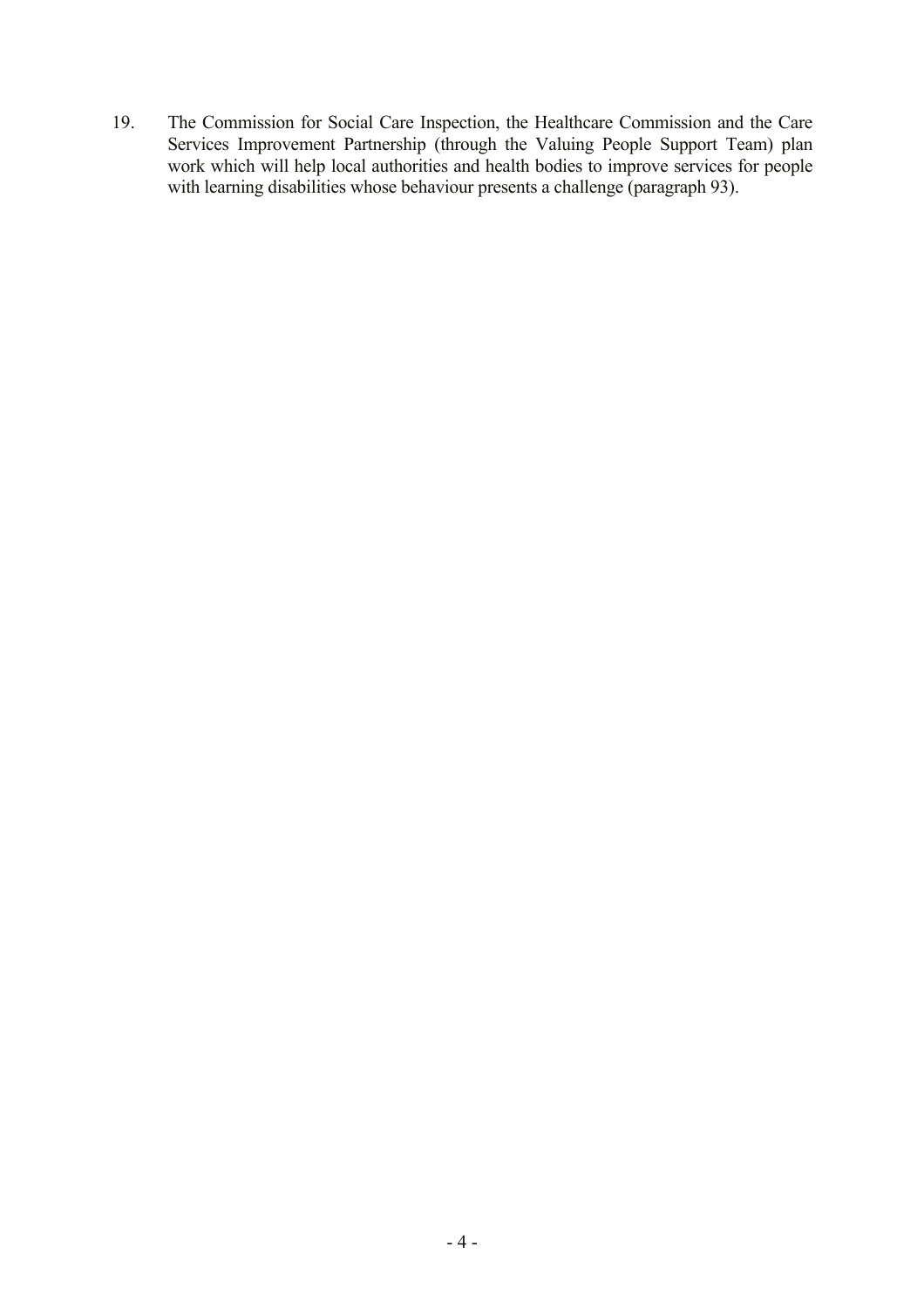19. The Commission for Social Care Inspection, the Healthcare Commission and the Care Services Improvement Partnership (through the Valuing People Support Team) plan work which will help local authorities and health bodies to improve services for people with learning disabilities whose behaviour presents a challenge (paragraph 93).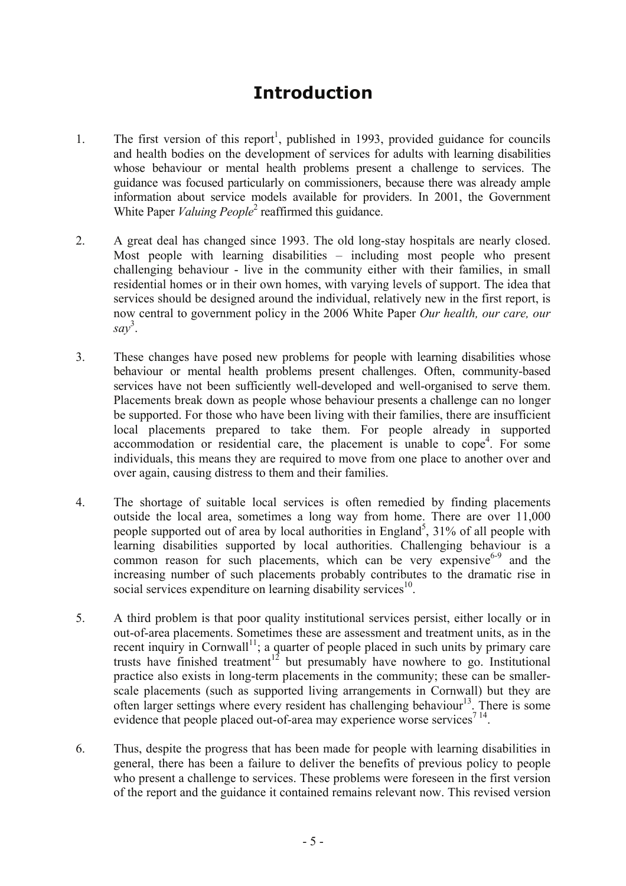# Introduction

1. The first version of this report[1], published in 1993, provided guidance for councils and health bodies on the development of services for adults with learning disabilities whose behaviour or mental health problems present a challenge to services. The guidance was focused particularly on commissioners, because there was already ample information about service models available for providers. In 2001, the Government White Paper *Valuing People*[2] reaffirmed this guidance.

2. A great deal has changed since 1993. The old long-stay hospitals are nearly closed. Most people with learning disabilities – including most people who present challenging behaviour - live in the community either with their families, in small residential homes or in their own homes, with varying levels of support. The idea that services should be designed around the individual, relatively new in the first report, is now central to government policy in the 2006 White Paper *Our health, our care, our say*[3].

3. These changes have posed new problems for people with learning disabilities whose behaviour or mental health problems present challenges. Often, community-based services have not been sufficiently well-developed and well-organised to serve them. Placements break down as people whose behaviour presents a challenge can no longer be supported. For those who have been living with their families, there are insufficient local placements prepared to take them. For people already in supported accommodation or residential care, the placement is unable to cope[4]. For some individuals, this means they are required to move from one place to another over and over again, causing distress to them and their families.

4. The shortage of suitable local services is often remedied by finding placements outside the local area, sometimes a long way from home. There are over 11,000 people supported out of area by local authorities in England[5], 31% of all people with learning disabilities supported by local authorities. Challenging behaviour is a common reason for such placements, which can be very expensive[6-9] and the increasing number of such placements probably contributes to the dramatic rise in social services expenditure on learning disability services[10].

5. A third problem is that poor quality institutional services persist, either locally or in out-of-area placements. Sometimes these are assessment and treatment units, as in the recent inquiry in Cornwall[11]; a quarter of people placed in such units by primary care trusts have finished treatment[12] but presumably have nowhere to go. Institutional practice also exists in long-term placements in the community; these can be smaller-scale placements (such as supported living arrangements in Cornwall) but they are often larger settings where every resident has challenging behaviour[13]. There is some evidence that people placed out-of-area may experience worse services[7 14].

6. Thus, despite the progress that has been made for people with learning disabilities in general, there has been a failure to deliver the benefits of previous policy to people who present a challenge to services. These problems were foreseen in the first version of the report and the guidance it contained remains relevant now. This revised version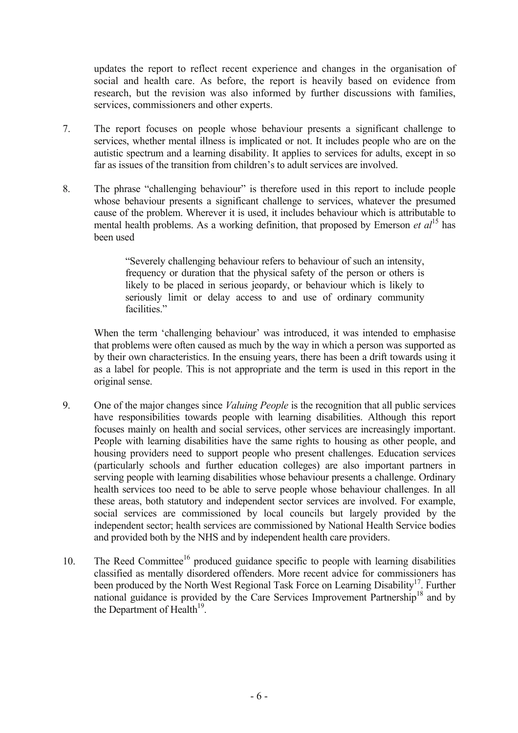updates the report to reflect recent experience and changes in the organisation of social and health care. As before, the report is heavily based on evidence from research, but the revision was also informed by further discussions with families, services, commissioners and other experts.

7. The report focuses on people whose behaviour presents a significant challenge to services, whether mental illness is implicated or not. It includes people who are on the autistic spectrum and a learning disability. It applies to services for adults, except in so far as issues of the transition from children's to adult services are involved.

8. The phrase "challenging behaviour" is therefore used in this report to include people whose behaviour presents a significant challenge to services, whatever the presumed cause of the problem. Wherever it is used, it includes behaviour which is attributable to mental health problems. As a working definition, that proposed by Emerson *et al*[15] has been used

> "Severely challenging behaviour refers to behaviour of such an intensity, frequency or duration that the physical safety of the person or others is likely to be placed in serious jeopardy, or behaviour which is likely to seriously limit or delay access to and use of ordinary community facilities."

When the term 'challenging behaviour' was introduced, it was intended to emphasise that problems were often caused as much by the way in which a person was supported as by their own characteristics. In the ensuing years, there has been a drift towards using it as a label for people. This is not appropriate and the term is used in this report in the original sense.

9. One of the major changes since *Valuing People* is the recognition that all public services have responsibilities towards people with learning disabilities. Although this report focuses mainly on health and social services, other services are increasingly important. People with learning disabilities have the same rights to housing as other people, and housing providers need to support people who present challenges. Education services (particularly schools and further education colleges) are also important partners in serving people with learning disabilities whose behaviour presents a challenge. Ordinary health services too need to be able to serve people whose behaviour challenges. In all these areas, both statutory and independent sector services are involved. For example, social services are commissioned by local councils but largely provided by the independent sector; health services are commissioned by National Health Service bodies and provided both by the NHS and by independent health care providers.

10. The Reed Committee[16] produced guidance specific to people with learning disabilities classified as mentally disordered offenders. More recent advice for commissioners has been produced by the North West Regional Task Force on Learning Disability[17]. Further national guidance is provided by the Care Services Improvement Partnership[18] and by the Department of Health[19].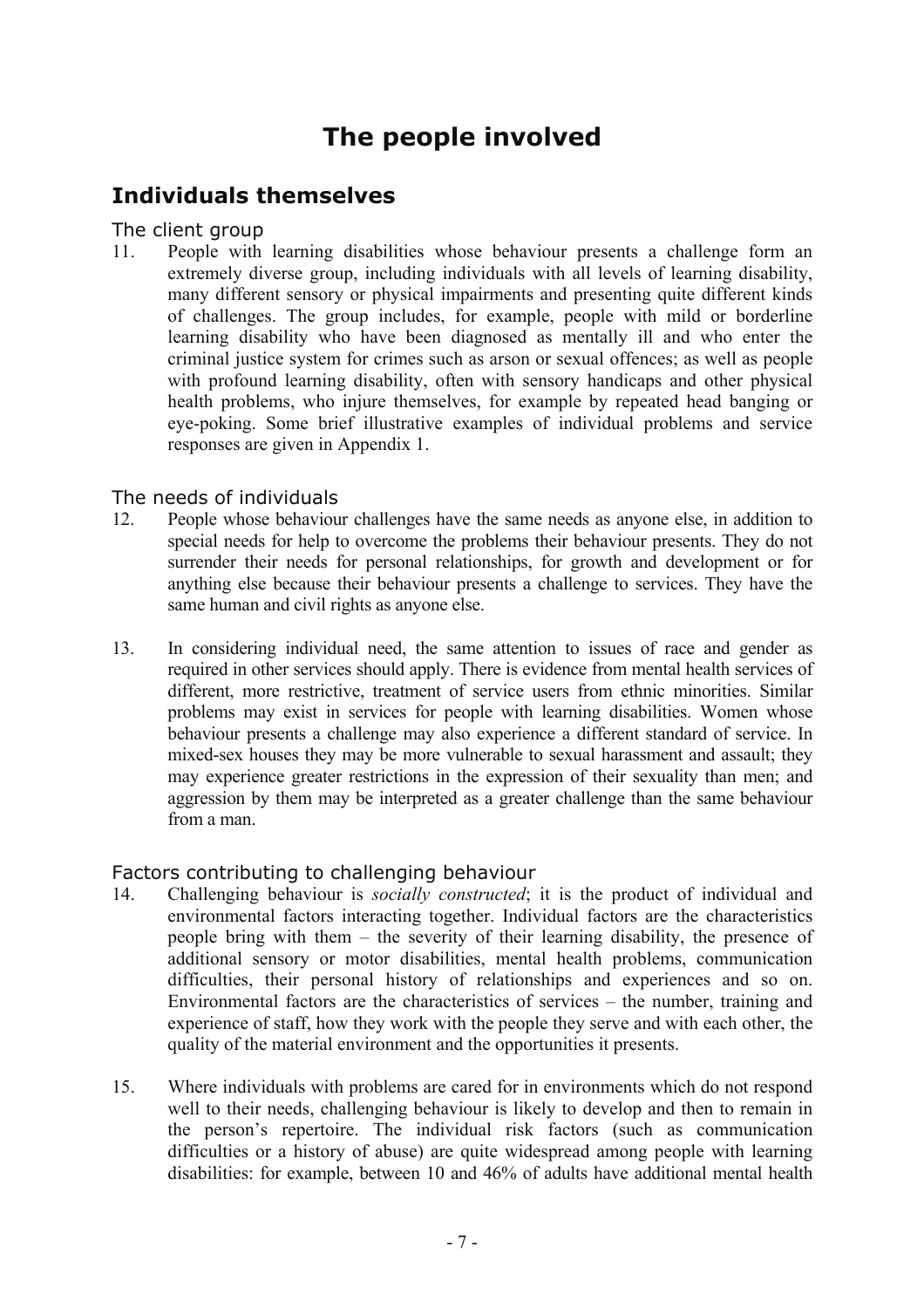# The people involved

## Individuals themselves

### The client group

11. People with learning disabilities whose behaviour presents a challenge form an extremely diverse group, including individuals with all levels of learning disability, many different sensory or physical impairments and presenting quite different kinds of challenges. The group includes, for example, people with mild or borderline learning disability who have been diagnosed as mentally ill and who enter the criminal justice system for crimes such as arson or sexual offences; as well as people with profound learning disability, often with sensory handicaps and other physical health problems, who injure themselves, for example by repeated head banging or eye-poking. Some brief illustrative examples of individual problems and service responses are given in Appendix 1.

### The needs of individuals

12. People whose behaviour challenges have the same needs as anyone else, in addition to special needs for help to overcome the problems their behaviour presents. They do not surrender their needs for personal relationships, for growth and development or for anything else because their behaviour presents a challenge to services. They have the same human and civil rights as anyone else.

13. In considering individual need, the same attention to issues of race and gender as required in other services should apply. There is evidence from mental health services of different, more restrictive, treatment of service users from ethnic minorities. Similar problems may exist in services for people with learning disabilities. Women whose behaviour presents a challenge may also experience a different standard of service. In mixed-sex houses they may be more vulnerable to sexual harassment and assault; they may experience greater restrictions in the expression of their sexuality than men; and aggression by them may be interpreted as a greater challenge than the same behaviour from a man.

### Factors contributing to challenging behaviour

14. Challenging behaviour is *socially constructed*; it is the product of individual and environmental factors interacting together. Individual factors are the characteristics people bring with them – the severity of their learning disability, the presence of additional sensory or motor disabilities, mental health problems, communication difficulties, their personal history of relationships and experiences and so on. Environmental factors are the characteristics of services – the number, training and experience of staff, how they work with the people they serve and with each other, the quality of the material environment and the opportunities it presents.

15. Where individuals with problems are cared for in environments which do not respond well to their needs, challenging behaviour is likely to develop and then to remain in the person's repertoire. The individual risk factors (such as communication difficulties or a history of abuse) are quite widespread among people with learning disabilities: for example, between 10 and 46% of adults have additional mental health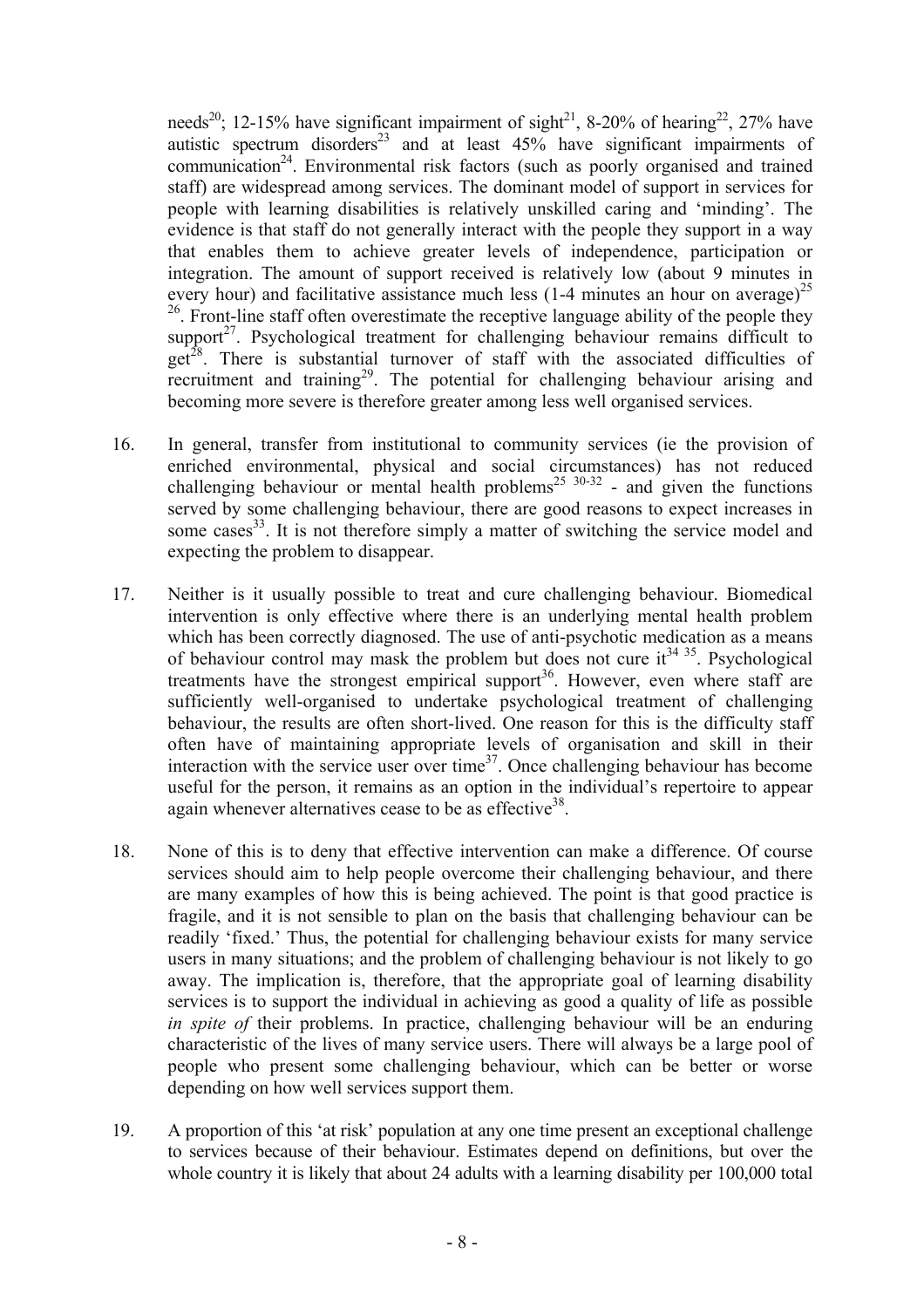needs[20]; 12-15% have significant impairment of sight[21], 8-20% of hearing[22], 27% have autistic spectrum disorders[23] and at least 45% have significant impairments of communication[24]. Environmental risk factors (such as poorly organised and trained staff) are widespread among services. The dominant model of support in services for people with learning disabilities is relatively unskilled caring and 'minding'. The evidence is that staff do not generally interact with the people they support in a way that enables them to achieve greater levels of independence, participation or integration. The amount of support received is relatively low (about 9 minutes in every hour) and facilitative assistance much less (1-4 minutes an hour on average)[25 26]. Front-line staff often overestimate the receptive language ability of the people they support[27]. Psychological treatment for challenging behaviour remains difficult to get[28]. There is substantial turnover of staff with the associated difficulties of recruitment and training[29]. The potential for challenging behaviour arising and becoming more severe is therefore greater among less well organised services.

16. In general, transfer from institutional to community services (ie the provision of enriched environmental, physical and social circumstances) has not reduced challenging behaviour or mental health problems[25 30-32] - and given the functions served by some challenging behaviour, there are good reasons to expect increases in some cases[33]. It is not therefore simply a matter of switching the service model and expecting the problem to disappear.

17. Neither is it usually possible to treat and cure challenging behaviour. Biomedical intervention is only effective where there is an underlying mental health problem which has been correctly diagnosed. The use of anti-psychotic medication as a means of behaviour control may mask the problem but does not cure it[34 35]. Psychological treatments have the strongest empirical support[36]. However, even where staff are sufficiently well-organised to undertake psychological treatment of challenging behaviour, the results are often short-lived. One reason for this is the difficulty staff often have of maintaining appropriate levels of organisation and skill in their interaction with the service user over time[37]. Once challenging behaviour has become useful for the person, it remains as an option in the individual's repertoire to appear again whenever alternatives cease to be as effective[38].

18. None of this is to deny that effective intervention can make a difference. Of course services should aim to help people overcome their challenging behaviour, and there are many examples of how this is being achieved. The point is that good practice is fragile, and it is not sensible to plan on the basis that challenging behaviour can be readily 'fixed.' Thus, the potential for challenging behaviour exists for many service users in many situations; and the problem of challenging behaviour is not likely to go away. The implication is, therefore, that the appropriate goal of learning disability services is to support the individual in achieving as good a quality of life as possible *in spite of* their problems. In practice, challenging behaviour will be an enduring characteristic of the lives of many service users. There will always be a large pool of people who present some challenging behaviour, which can be better or worse depending on how well services support them.

19. A proportion of this 'at risk' population at any one time present an exceptional challenge to services because of their behaviour. Estimates depend on definitions, but over the whole country it is likely that about 24 adults with a learning disability per 100,000 total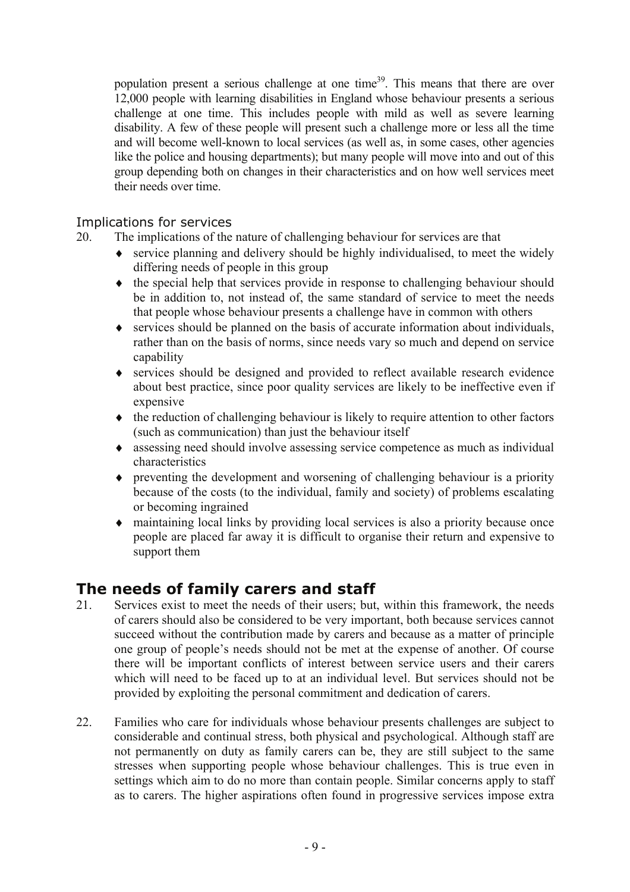population present a serious challenge at one time[39]. This means that there are over 12,000 people with learning disabilities in England whose behaviour presents a serious challenge at one time. This includes people with mild as well as severe learning disability. A few of these people will present such a challenge more or less all the time and will become well-known to local services (as well as, in some cases, other agencies like the police and housing departments); but many people will move into and out of this group depending both on changes in their characteristics and on how well services meet their needs over time.

### Implications for services

20. The implications of the nature of challenging behaviour for services are that

- service planning and delivery should be highly individualised, to meet the widely differing needs of people in this group
- the special help that services provide in response to challenging behaviour should be in addition to, not instead of, the same standard of service to meet the needs that people whose behaviour presents a challenge have in common with others
- services should be planned on the basis of accurate information about individuals, rather than on the basis of norms, since needs vary so much and depend on service capability
- services should be designed and provided to reflect available research evidence about best practice, since poor quality services are likely to be ineffective even if expensive
- the reduction of challenging behaviour is likely to require attention to other factors (such as communication) than just the behaviour itself
- assessing need should involve assessing service competence as much as individual characteristics
- preventing the development and worsening of challenging behaviour is a priority because of the costs (to the individual, family and society) of problems escalating or becoming ingrained
- maintaining local links by providing local services is also a priority because once people are placed far away it is difficult to organise their return and expensive to support them

## The needs of family carers and staff

21. Services exist to meet the needs of their users; but, within this framework, the needs of carers should also be considered to be very important, both because services cannot succeed without the contribution made by carers and because as a matter of principle one group of people's needs should not be met at the expense of another. Of course there will be important conflicts of interest between service users and their carers which will need to be faced up to at an individual level. But services should not be provided by exploiting the personal commitment and dedication of carers.

22. Families who care for individuals whose behaviour presents challenges are subject to considerable and continual stress, both physical and psychological. Although staff are not permanently on duty as family carers can be, they are still subject to the same stresses when supporting people whose behaviour challenges. This is true even in settings which aim to do no more than contain people. Similar concerns apply to staff as to carers. The higher aspirations often found in progressive services impose extra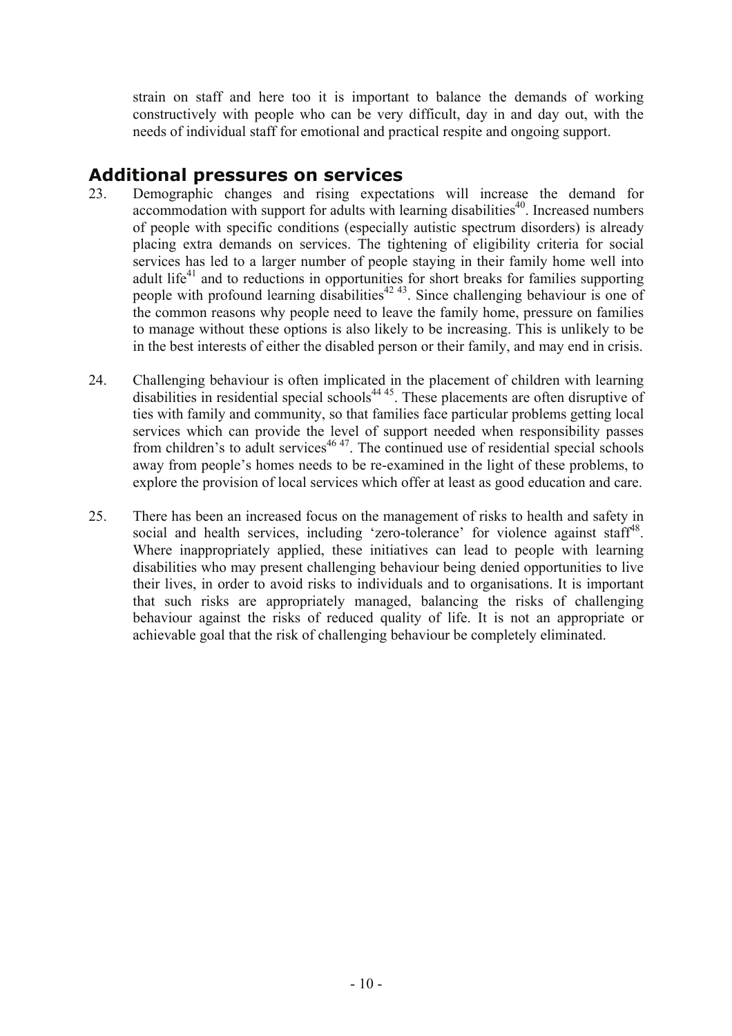strain on staff and here too it is important to balance the demands of working constructively with people who can be very difficult, day in and day out, with the needs of individual staff for emotional and practical respite and ongoing support.

## Additional pressures on services

23. Demographic changes and rising expectations will increase the demand for accommodation with support for adults with learning disabilities[40]. Increased numbers of people with specific conditions (especially autistic spectrum disorders) is already placing extra demands on services. The tightening of eligibility criteria for social services has led to a larger number of people staying in their family home well into adult life[41] and to reductions in opportunities for short breaks for families supporting people with profound learning disabilities[42 43]. Since challenging behaviour is one of the common reasons why people need to leave the family home, pressure on families to manage without these options is also likely to be increasing. This is unlikely to be in the best interests of either the disabled person or their family, and may end in crisis.

24. Challenging behaviour is often implicated in the placement of children with learning disabilities in residential special schools[44 45]. These placements are often disruptive of ties with family and community, so that families face particular problems getting local services which can provide the level of support needed when responsibility passes from children's to adult services[46 47]. The continued use of residential special schools away from people's homes needs to be re-examined in the light of these problems, to explore the provision of local services which offer at least as good education and care.

25. There has been an increased focus on the management of risks to health and safety in social and health services, including 'zero-tolerance' for violence against staff[48]. Where inappropriately applied, these initiatives can lead to people with learning disabilities who may present challenging behaviour being denied opportunities to live their lives, in order to avoid risks to individuals and to organisations. It is important that such risks are appropriately managed, balancing the risks of challenging behaviour against the risks of reduced quality of life. It is not an appropriate or achievable goal that the risk of challenging behaviour be completely eliminated.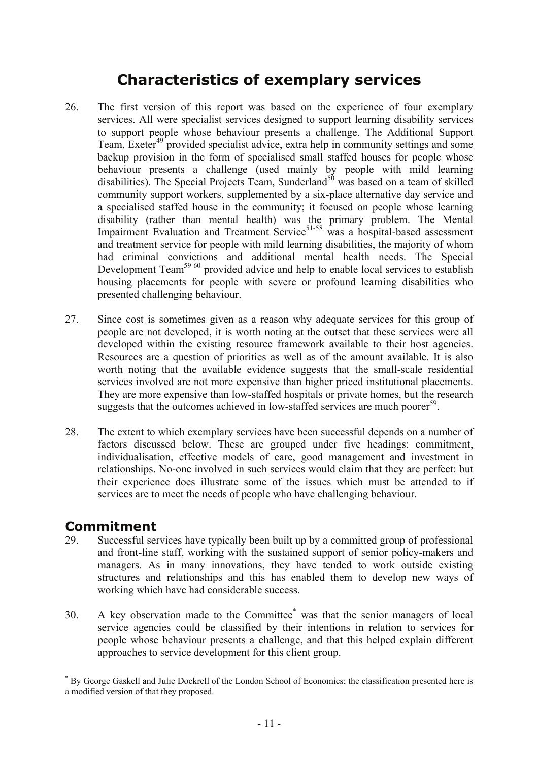# Characteristics of exemplary services

26. The first version of this report was based on the experience of four exemplary services. All were specialist services designed to support learning disability services to support people whose behaviour presents a challenge. The Additional Support Team, Exeter[49] provided specialist advice, extra help in community settings and some backup provision in the form of specialised small staffed houses for people whose behaviour presents a challenge (used mainly by people with mild learning disabilities). The Special Projects Team, Sunderland[50] was based on a team of skilled community support workers, supplemented by a six-place alternative day service and a specialised staffed house in the community; it focused on people whose learning disability (rather than mental health) was the primary problem. The Mental Impairment Evaluation and Treatment Service[51-58] was a hospital-based assessment and treatment service for people with mild learning disabilities, the majority of whom had criminal convictions and additional mental health needs. The Special Development Team[59 60] provided advice and help to enable local services to establish housing placements for people with severe or profound learning disabilities who presented challenging behaviour.

27. Since cost is sometimes given as a reason why adequate services for this group of people are not developed, it is worth noting at the outset that these services were all developed within the existing resource framework available to their host agencies. Resources are a question of priorities as well as of the amount available. It is also worth noting that the available evidence suggests that the small-scale residential services involved are not more expensive than higher priced institutional placements. They are more expensive than low-staffed hospitals or private homes, but the research suggests that the outcomes achieved in low-staffed services are much poorer[59].

28. The extent to which exemplary services have been successful depends on a number of factors discussed below. These are grouped under five headings: commitment, individualisation, effective models of care, good management and investment in relationships. No-one involved in such services would claim that they are perfect: but their experience does illustrate some of the issues which must be attended to if services are to meet the needs of people who have challenging behaviour.

## Commitment

29. Successful services have typically been built up by a committed group of professional and front-line staff, working with the sustained support of senior policy-makers and managers. As in many innovations, they have tended to work outside existing structures and relationships and this has enabled them to develop new ways of working which have had considerable success.

30. A key observation made to the Committee[*] was that the senior managers of local service agencies could be classified by their intentions in relation to services for people whose behaviour presents a challenge, and that this helped explain different approaches to service development for this client group.

[*] By George Gaskell and Julie Dockrell of the London School of Economics; the classification presented here is a modified version of that they proposed.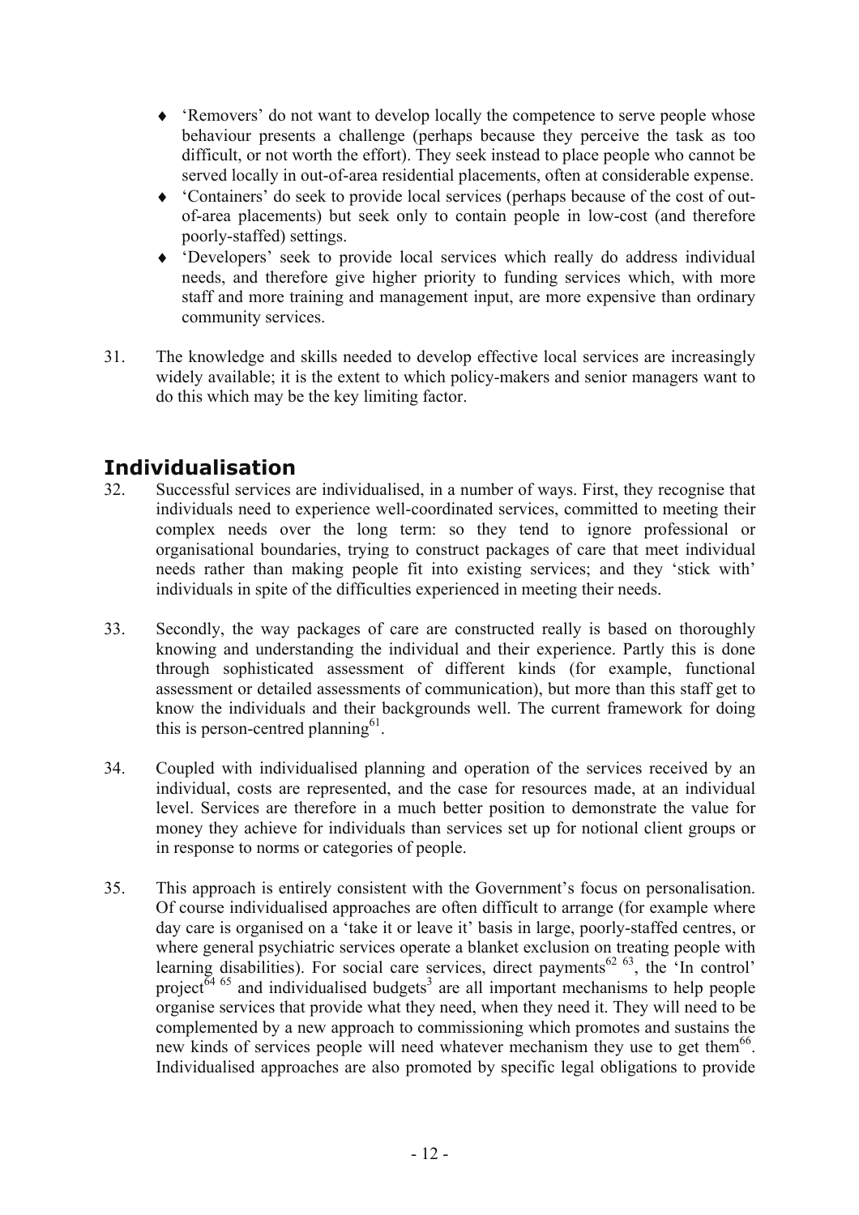- 'Removers' do not want to develop locally the competence to serve people whose behaviour presents a challenge (perhaps because they perceive the task as too difficult, or not worth the effort). They seek instead to place people who cannot be served locally in out-of-area residential placements, often at considerable expense.
- 'Containers' do seek to provide local services (perhaps because of the cost of out-of-area placements) but seek only to contain people in low-cost (and therefore poorly-staffed) settings.
- 'Developers' seek to provide local services which really do address individual needs, and therefore give higher priority to funding services which, with more staff and more training and management input, are more expensive than ordinary community services.

31. The knowledge and skills needed to develop effective local services are increasingly widely available; it is the extent to which policy-makers and senior managers want to do this which may be the key limiting factor.

## Individualisation

32. Successful services are individualised, in a number of ways. First, they recognise that individuals need to experience well-coordinated services, committed to meeting their complex needs over the long term: so they tend to ignore professional or organisational boundaries, trying to construct packages of care that meet individual needs rather than making people fit into existing services; and they 'stick with' individuals in spite of the difficulties experienced in meeting their needs.

33. Secondly, the way packages of care are constructed really is based on thoroughly knowing and understanding the individual and their experience. Partly this is done through sophisticated assessment of different kinds (for example, functional assessment or detailed assessments of communication), but more than this staff get to know the individuals and their backgrounds well. The current framework for doing this is person-centred planning[61].

34. Coupled with individualised planning and operation of the services received by an individual, costs are represented, and the case for resources made, at an individual level. Services are therefore in a much better position to demonstrate the value for money they achieve for individuals than services set up for notional client groups or in response to norms or categories of people.

35. This approach is entirely consistent with the Government's focus on personalisation. Of course individualised approaches are often difficult to arrange (for example where day care is organised on a 'take it or leave it' basis in large, poorly-staffed centres, or where general psychiatric services operate a blanket exclusion on treating people with learning disabilities). For social care services, direct payments[62 63], the 'In control' project[64 65] and individualised budgets[3] are all important mechanisms to help people organise services that provide what they need, when they need it. They will need to be complemented by a new approach to commissioning which promotes and sustains the new kinds of services people will need whatever mechanism they use to get them[66]. Individualised approaches are also promoted by specific legal obligations to provide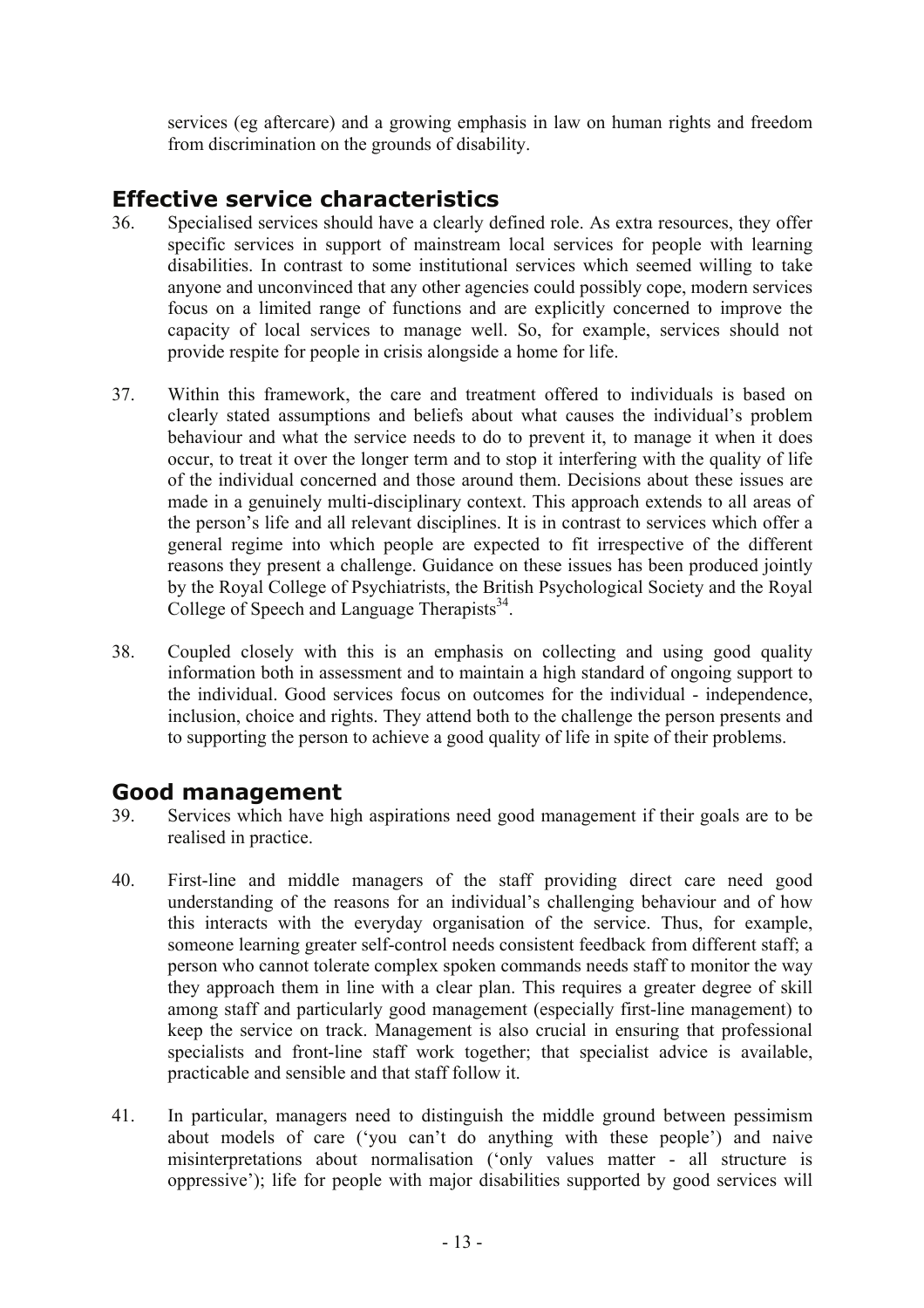services (eg aftercare) and a growing emphasis in law on human rights and freedom from discrimination on the grounds of disability.

## Effective service characteristics

36. Specialised services should have a clearly defined role. As extra resources, they offer specific services in support of mainstream local services for people with learning disabilities. In contrast to some institutional services which seemed willing to take anyone and unconvinced that any other agencies could possibly cope, modern services focus on a limited range of functions and are explicitly concerned to improve the capacity of local services to manage well. So, for example, services should not provide respite for people in crisis alongside a home for life.

37. Within this framework, the care and treatment offered to individuals is based on clearly stated assumptions and beliefs about what causes the individual's problem behaviour and what the service needs to do to prevent it, to manage it when it does occur, to treat it over the longer term and to stop it interfering with the quality of life of the individual concerned and those around them. Decisions about these issues are made in a genuinely multi-disciplinary context. This approach extends to all areas of the person's life and all relevant disciplines. It is in contrast to services which offer a general regime into which people are expected to fit irrespective of the different reasons they present a challenge. Guidance on these issues has been produced jointly by the Royal College of Psychiatrists, the British Psychological Society and the Royal College of Speech and Language Therapists[34].

38. Coupled closely with this is an emphasis on collecting and using good quality information both in assessment and to maintain a high standard of ongoing support to the individual. Good services focus on outcomes for the individual - independence, inclusion, choice and rights. They attend both to the challenge the person presents and to supporting the person to achieve a good quality of life in spite of their problems.

## Good management

39. Services which have high aspirations need good management if their goals are to be realised in practice.

40. First-line and middle managers of the staff providing direct care need good understanding of the reasons for an individual's challenging behaviour and of how this interacts with the everyday organisation of the service. Thus, for example, someone learning greater self-control needs consistent feedback from different staff; a person who cannot tolerate complex spoken commands needs staff to monitor the way they approach them in line with a clear plan. This requires a greater degree of skill among staff and particularly good management (especially first-line management) to keep the service on track. Management is also crucial in ensuring that professional specialists and front-line staff work together; that specialist advice is available, practicable and sensible and that staff follow it.

41. In particular, managers need to distinguish the middle ground between pessimism about models of care ('you can't do anything with these people') and naive misinterpretations about normalisation ('only values matter - all structure is oppressive'); life for people with major disabilities supported by good services will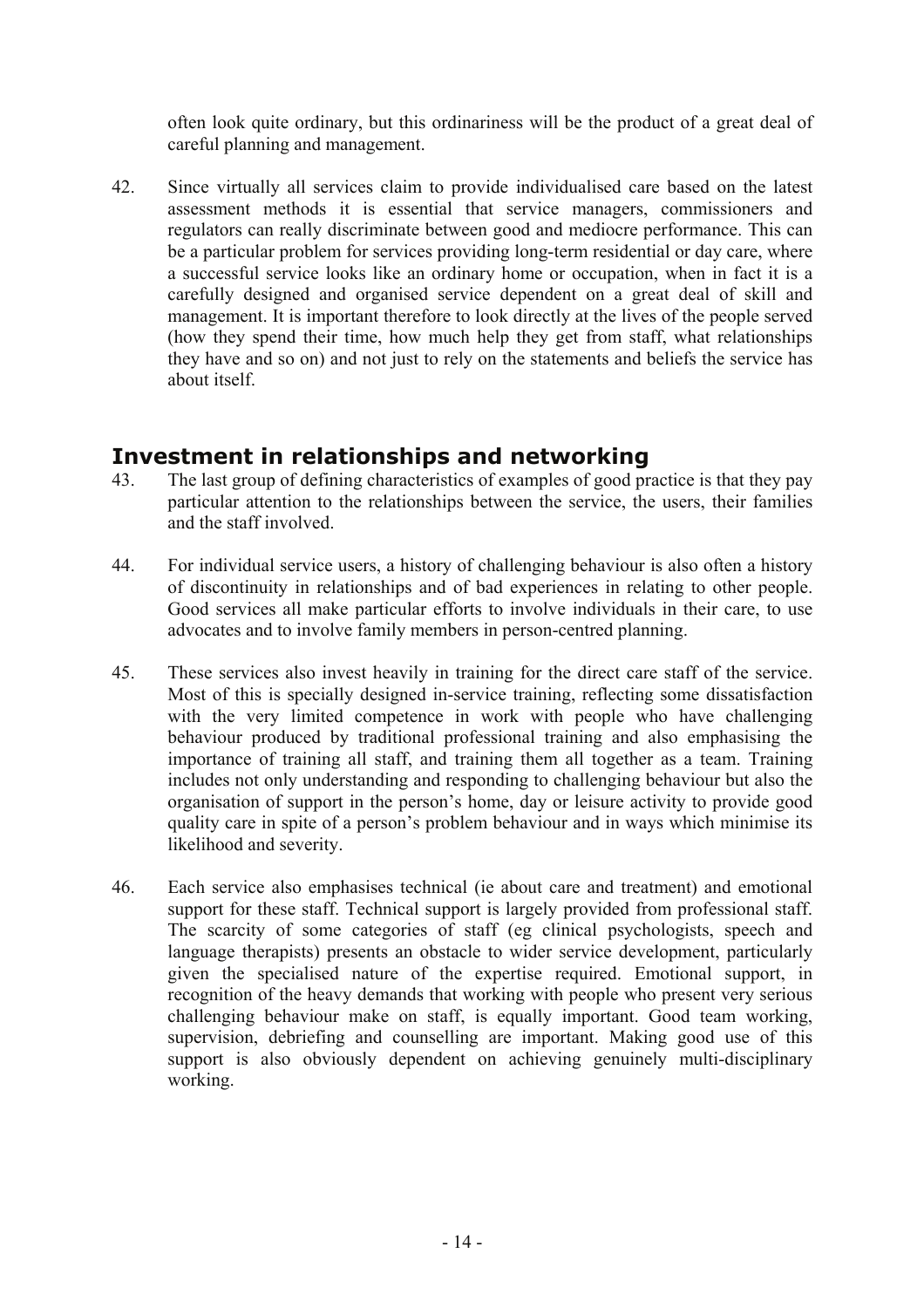often look quite ordinary, but this ordinariness will be the product of a great deal of careful planning and management.

42. Since virtually all services claim to provide individualised care based on the latest assessment methods it is essential that service managers, commissioners and regulators can really discriminate between good and mediocre performance. This can be a particular problem for services providing long-term residential or day care, where a successful service looks like an ordinary home or occupation, when in fact it is a carefully designed and organised service dependent on a great deal of skill and management. It is important therefore to look directly at the lives of the people served (how they spend their time, how much help they get from staff, what relationships they have and so on) and not just to rely on the statements and beliefs the service has about itself.

## Investment in relationships and networking

43. The last group of defining characteristics of examples of good practice is that they pay particular attention to the relationships between the service, the users, their families and the staff involved.

44. For individual service users, a history of challenging behaviour is also often a history of discontinuity in relationships and of bad experiences in relating to other people. Good services all make particular efforts to involve individuals in their care, to use advocates and to involve family members in person-centred planning.

45. These services also invest heavily in training for the direct care staff of the service. Most of this is specially designed in-service training, reflecting some dissatisfaction with the very limited competence in work with people who have challenging behaviour produced by traditional professional training and also emphasising the importance of training all staff, and training them all together as a team. Training includes not only understanding and responding to challenging behaviour but also the organisation of support in the person's home, day or leisure activity to provide good quality care in spite of a person's problem behaviour and in ways which minimise its likelihood and severity.

46. Each service also emphasises technical (ie about care and treatment) and emotional support for these staff. Technical support is largely provided from professional staff. The scarcity of some categories of staff (eg clinical psychologists, speech and language therapists) presents an obstacle to wider service development, particularly given the specialised nature of the expertise required. Emotional support, in recognition of the heavy demands that working with people who present very serious challenging behaviour make on staff, is equally important. Good team working, supervision, debriefing and counselling are important. Making good use of this support is also obviously dependent on achieving genuinely multi-disciplinary working.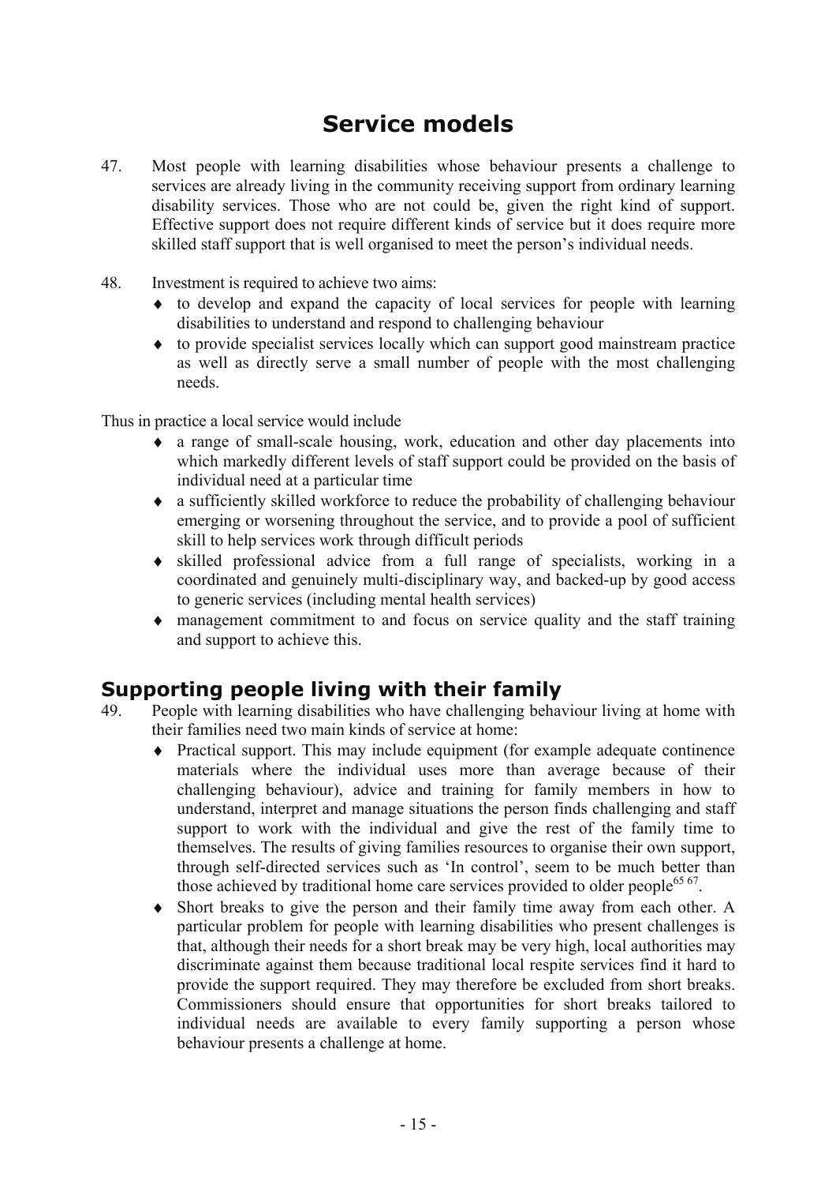# Service models

47. Most people with learning disabilities whose behaviour presents a challenge to services are already living in the community receiving support from ordinary learning disability services. Those who are not could be, given the right kind of support. Effective support does not require different kinds of service but it does require more skilled staff support that is well organised to meet the person's individual needs.

48. Investment is required to achieve two aims:
    - to develop and expand the capacity of local services for people with learning disabilities to understand and respond to challenging behaviour
    - to provide specialist services locally which can support good mainstream practice as well as directly serve a small number of people with the most challenging needs.

Thus in practice a local service would include

- a range of small-scale housing, work, education and other day placements into which markedly different levels of staff support could be provided on the basis of individual need at a particular time
- a sufficiently skilled workforce to reduce the probability of challenging behaviour emerging or worsening throughout the service, and to provide a pool of sufficient skill to help services work through difficult periods
- skilled professional advice from a full range of specialists, working in a coordinated and genuinely multi-disciplinary way, and backed-up by good access to generic services (including mental health services)
- management commitment to and focus on service quality and the staff training and support to achieve this.

## Supporting people living with their family

49. People with learning disabilities who have challenging behaviour living at home with their families need two main kinds of service at home:
    - Practical support. This may include equipment (for example adequate continence materials where the individual uses more than average because of their challenging behaviour), advice and training for family members in how to understand, interpret and manage situations the person finds challenging and staff support to work with the individual and give the rest of the family time to themselves. The results of giving families resources to organise their own support, through self-directed services such as 'In control', seem to be much better than those achieved by traditional home care services provided to older people[65 67].
    - Short breaks to give the person and their family time away from each other. A particular problem for people with learning disabilities who present challenges is that, although their needs for a short break may be very high, local authorities may discriminate against them because traditional local respite services find it hard to provide the support required. They may therefore be excluded from short breaks. Commissioners should ensure that opportunities for short breaks tailored to individual needs are available to every family supporting a person whose behaviour presents a challenge at home.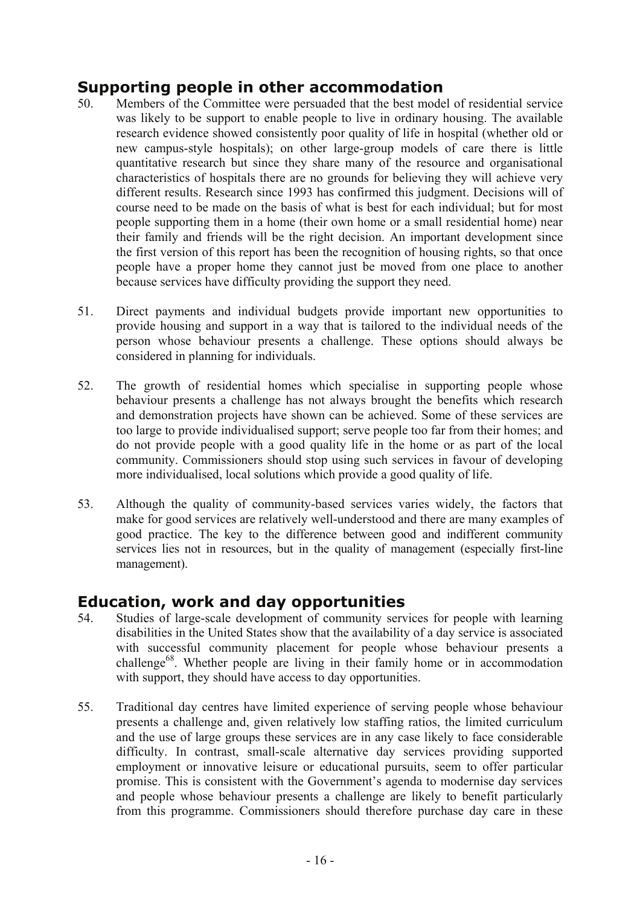## Supporting people in other accommodation

50. Members of the Committee were persuaded that the best model of residential service was likely to be support to enable people to live in ordinary housing. The available research evidence showed consistently poor quality of life in hospital (whether old or new campus-style hospitals); on other large-group models of care there is little quantitative research but since they share many of the resource and organisational characteristics of hospitals there are no grounds for believing they will achieve very different results. Research since 1993 has confirmed this judgment. Decisions will of course need to be made on the basis of what is best for each individual; but for most people supporting them in a home (their own home or a small residential home) near their family and friends will be the right decision. An important development since the first version of this report has been the recognition of housing rights, so that once people have a proper home they cannot just be moved from one place to another because services have difficulty providing the support they need.

51. Direct payments and individual budgets provide important new opportunities to provide housing and support in a way that is tailored to the individual needs of the person whose behaviour presents a challenge. These options should always be considered in planning for individuals.

52. The growth of residential homes which specialise in supporting people whose behaviour presents a challenge has not always brought the benefits which research and demonstration projects have shown can be achieved. Some of these services are too large to provide individualised support; serve people too far from their homes; and do not provide people with a good quality life in the home or as part of the local community. Commissioners should stop using such services in favour of developing more individualised, local solutions which provide a good quality of life.

53. Although the quality of community-based services varies widely, the factors that make for good services are relatively well-understood and there are many examples of good practice. The key to the difference between good and indifferent community services lies not in resources, but in the quality of management (especially first-line management).

## Education, work and day opportunities

54. Studies of large-scale development of community services for people with learning disabilities in the United States show that the availability of a day service is associated with successful community placement for people whose behaviour presents a challenge[68]. Whether people are living in their family home or in accommodation with support, they should have access to day opportunities.

55. Traditional day centres have limited experience of serving people whose behaviour presents a challenge and, given relatively low staffing ratios, the limited curriculum and the use of large groups these services are in any case likely to face considerable difficulty. In contrast, small-scale alternative day services providing supported employment or innovative leisure or educational pursuits, seem to offer particular promise. This is consistent with the Government's agenda to modernise day services and people whose behaviour presents a challenge are likely to benefit particularly from this programme. Commissioners should therefore purchase day care in these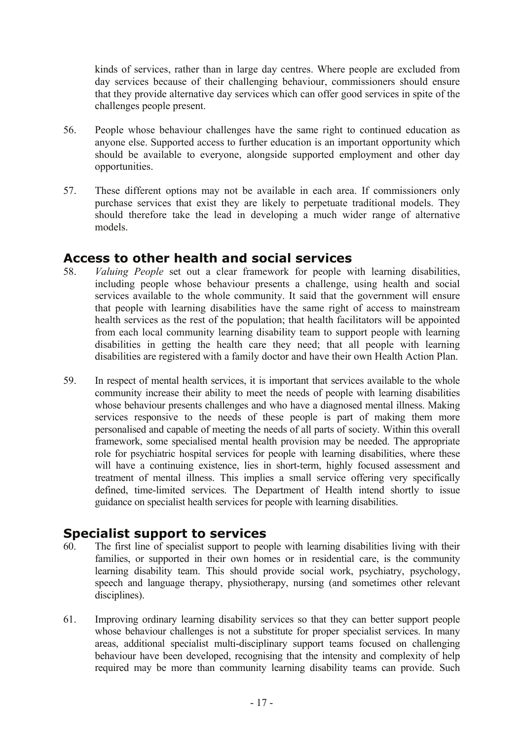kinds of services, rather than in large day centres. Where people are excluded from day services because of their challenging behaviour, commissioners should ensure that they provide alternative day services which can offer good services in spite of the challenges people present.

56. People whose behaviour challenges have the same right to continued education as anyone else. Supported access to further education is an important opportunity which should be available to everyone, alongside supported employment and other day opportunities.

57. These different options may not be available in each area. If commissioners only purchase services that exist they are likely to perpetuate traditional models. They should therefore take the lead in developing a much wider range of alternative models.

## Access to other health and social services

58. *Valuing People* set out a clear framework for people with learning disabilities, including people whose behaviour presents a challenge, using health and social services available to the whole community. It said that the government will ensure that people with learning disabilities have the same right of access to mainstream health services as the rest of the population; that health facilitators will be appointed from each local community learning disability team to support people with learning disabilities in getting the health care they need; that all people with learning disabilities are registered with a family doctor and have their own Health Action Plan.

59. In respect of mental health services, it is important that services available to the whole community increase their ability to meet the needs of people with learning disabilities whose behaviour presents challenges and who have a diagnosed mental illness. Making services responsive to the needs of these people is part of making them more personalised and capable of meeting the needs of all parts of society. Within this overall framework, some specialised mental health provision may be needed. The appropriate role for psychiatric hospital services for people with learning disabilities, where these will have a continuing existence, lies in short-term, highly focused assessment and treatment of mental illness. This implies a small service offering very specifically defined, time-limited services. The Department of Health intend shortly to issue guidance on specialist health services for people with learning disabilities.

## Specialist support to services

60. The first line of specialist support to people with learning disabilities living with their families, or supported in their own homes or in residential care, is the community learning disability team. This should provide social work, psychiatry, psychology, speech and language therapy, physiotherapy, nursing (and sometimes other relevant disciplines).

61. Improving ordinary learning disability services so that they can better support people whose behaviour challenges is not a substitute for proper specialist services. In many areas, additional specialist multi-disciplinary support teams focused on challenging behaviour have been developed, recognising that the intensity and complexity of help required may be more than community learning disability teams can provide. Such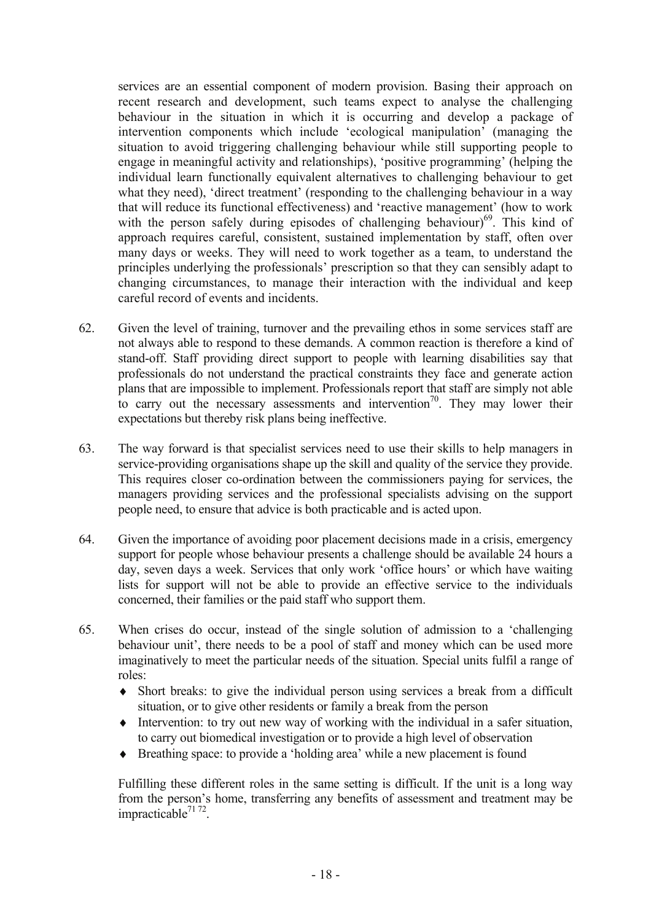services are an essential component of modern provision. Basing their approach on recent research and development, such teams expect to analyse the challenging behaviour in the situation in which it is occurring and develop a package of intervention components which include 'ecological manipulation' (managing the situation to avoid triggering challenging behaviour while still supporting people to engage in meaningful activity and relationships), 'positive programming' (helping the individual learn functionally equivalent alternatives to challenging behaviour to get what they need), 'direct treatment' (responding to the challenging behaviour in a way that will reduce its functional effectiveness) and 'reactive management' (how to work with the person safely during episodes of challenging behaviour)[69]. This kind of approach requires careful, consistent, sustained implementation by staff, often over many days or weeks. They will need to work together as a team, to understand the principles underlying the professionals' prescription so that they can sensibly adapt to changing circumstances, to manage their interaction with the individual and keep careful record of events and incidents.

62. Given the level of training, turnover and the prevailing ethos in some services staff are not always able to respond to these demands. A common reaction is therefore a kind of stand-off. Staff providing direct support to people with learning disabilities say that professionals do not understand the practical constraints they face and generate action plans that are impossible to implement. Professionals report that staff are simply not able to carry out the necessary assessments and intervention[70]. They may lower their expectations but thereby risk plans being ineffective.

63. The way forward is that specialist services need to use their skills to help managers in service-providing organisations shape up the skill and quality of the service they provide. This requires closer co-ordination between the commissioners paying for services, the managers providing services and the professional specialists advising on the support people need, to ensure that advice is both practicable and is acted upon.

64. Given the importance of avoiding poor placement decisions made in a crisis, emergency support for people whose behaviour presents a challenge should be available 24 hours a day, seven days a week. Services that only work 'office hours' or which have waiting lists for support will not be able to provide an effective service to the individuals concerned, their families or the paid staff who support them.

65. When crises do occur, instead of the single solution of admission to a 'challenging behaviour unit', there needs to be a pool of staff and money which can be used more imaginatively to meet the particular needs of the situation. Special units fulfil a range of roles:
    - Short breaks: to give the individual person using services a break from a difficult situation, or to give other residents or family a break from the person
    - Intervention: to try out new way of working with the individual in a safer situation, to carry out biomedical investigation or to provide a high level of observation
    - Breathing space: to provide a 'holding area' while a new placement is found

    Fulfilling these different roles in the same setting is difficult. If the unit is a long way from the person's home, transferring any benefits of assessment and treatment may be impracticable[71 72].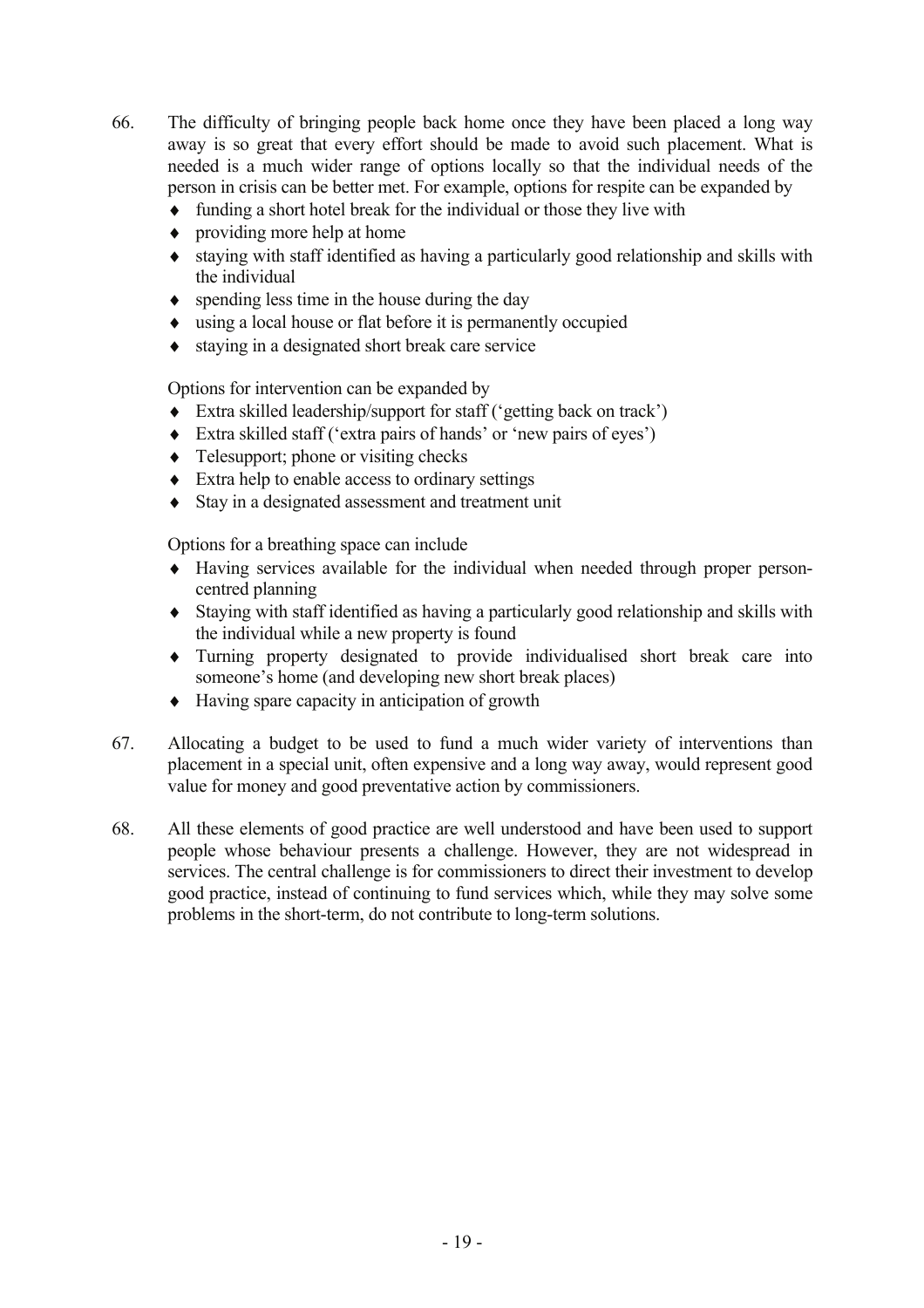66. The difficulty of bringing people back home once they have been placed a long way away is so great that every effort should be made to avoid such placement. What is needed is a much wider range of options locally so that the individual needs of the person in crisis can be better met. For example, options for respite can be expanded by

- funding a short hotel break for the individual or those they live with
- providing more help at home
- staying with staff identified as having a particularly good relationship and skills with the individual
- spending less time in the house during the day
- using a local house or flat before it is permanently occupied
- staying in a designated short break care service

Options for intervention can be expanded by

- Extra skilled leadership/support for staff ('getting back on track')
- Extra skilled staff ('extra pairs of hands' or 'new pairs of eyes')
- Telesupport; phone or visiting checks
- Extra help to enable access to ordinary settings
- Stay in a designated assessment and treatment unit

Options for a breathing space can include

- Having services available for the individual when needed through proper person-centred planning
- Staying with staff identified as having a particularly good relationship and skills with the individual while a new property is found
- Turning property designated to provide individualised short break care into someone's home (and developing new short break places)
- Having spare capacity in anticipation of growth

67. Allocating a budget to be used to fund a much wider variety of interventions than placement in a special unit, often expensive and a long way away, would represent good value for money and good preventative action by commissioners.

68. All these elements of good practice are well understood and have been used to support people whose behaviour presents a challenge. However, they are not widespread in services. The central challenge is for commissioners to direct their investment to develop good practice, instead of continuing to fund services which, while they may solve some problems in the short-term, do not contribute to long-term solutions.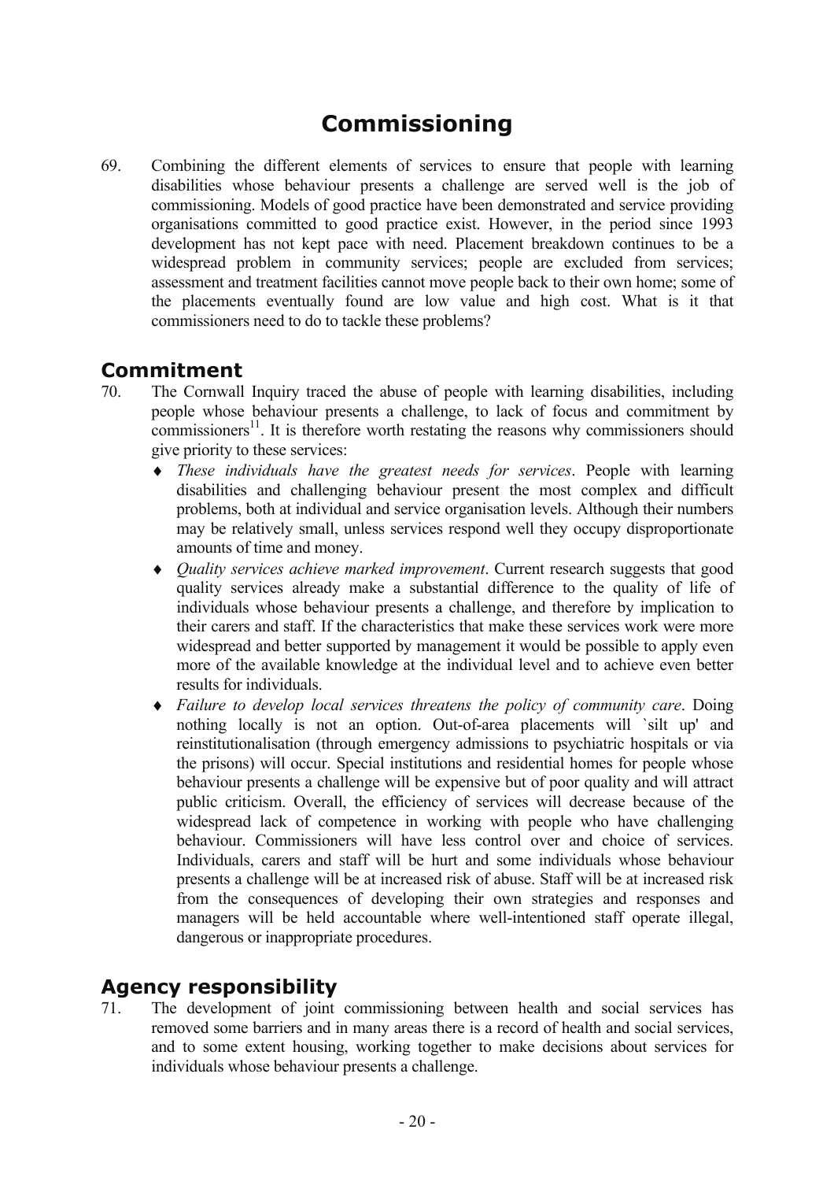# Commissioning

69. Combining the different elements of services to ensure that people with learning disabilities whose behaviour presents a challenge are served well is the job of commissioning. Models of good practice have been demonstrated and service providing organisations committed to good practice exist. However, in the period since 1993 development has not kept pace with need. Placement breakdown continues to be a widespread problem in community services; people are excluded from services; assessment and treatment facilities cannot move people back to their own home; some of the placements eventually found are low value and high cost. What is it that commissioners need to do to tackle these problems?

## Commitment

70. The Cornwall Inquiry traced the abuse of people with learning disabilities, including people whose behaviour presents a challenge, to lack of focus and commitment by commissioners[11]. It is therefore worth restating the reasons why commissioners should give priority to these services:

- *These individuals have the greatest needs for services*. People with learning disabilities and challenging behaviour present the most complex and difficult problems, both at individual and service organisation levels. Although their numbers may be relatively small, unless services respond well they occupy disproportionate amounts of time and money.
- *Quality services achieve marked improvement*. Current research suggests that good quality services already make a substantial difference to the quality of life of individuals whose behaviour presents a challenge, and therefore by implication to their carers and staff. If the characteristics that make these services work were more widespread and better supported by management it would be possible to apply even more of the available knowledge at the individual level and to achieve even better results for individuals.
- *Failure to develop local services threatens the policy of community care*. Doing nothing locally is not an option. Out-of-area placements will `silt up' and reinstitutionalisation (through emergency admissions to psychiatric hospitals or via the prisons) will occur. Special institutions and residential homes for people whose behaviour presents a challenge will be expensive but of poor quality and will attract public criticism. Overall, the efficiency of services will decrease because of the widespread lack of competence in working with people who have challenging behaviour. Commissioners will have less control over and choice of services. Individuals, carers and staff will be hurt and some individuals whose behaviour presents a challenge will be at increased risk of abuse. Staff will be at increased risk from the consequences of developing their own strategies and responses and managers will be held accountable where well-intentioned staff operate illegal, dangerous or inappropriate procedures.

## Agency responsibility

71. The development of joint commissioning between health and social services has removed some barriers and in many areas there is a record of health and social services, and to some extent housing, working together to make decisions about services for individuals whose behaviour presents a challenge.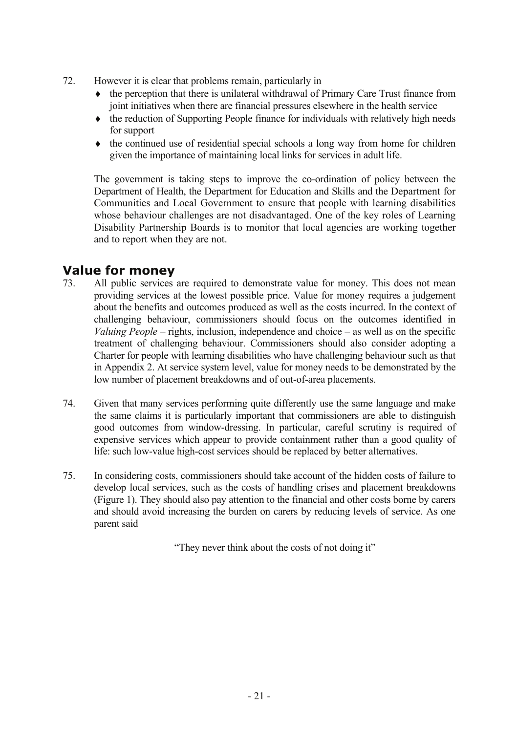72. However it is clear that problems remain, particularly in

- the perception that there is unilateral withdrawal of Primary Care Trust finance from joint initiatives when there are financial pressures elsewhere in the health service
- the reduction of Supporting People finance for individuals with relatively high needs for support
- the continued use of residential special schools a long way from home for children given the importance of maintaining local links for services in adult life.

The government is taking steps to improve the co-ordination of policy between the Department of Health, the Department for Education and Skills and the Department for Communities and Local Government to ensure that people with learning disabilities whose behaviour challenges are not disadvantaged. One of the key roles of Learning Disability Partnership Boards is to monitor that local agencies are working together and to report when they are not.

## Value for money

73. All public services are required to demonstrate value for money. This does not mean providing services at the lowest possible price. Value for money requires a judgement about the benefits and outcomes produced as well as the costs incurred. In the context of challenging behaviour, commissioners should focus on the outcomes identified in *Valuing People* – rights, inclusion, independence and choice – as well as on the specific treatment of challenging behaviour. Commissioners should also consider adopting a Charter for people with learning disabilities who have challenging behaviour such as that in Appendix 2. At service system level, value for money needs to be demonstrated by the low number of placement breakdowns and of out-of-area placements.

74. Given that many services performing quite differently use the same language and make the same claims it is particularly important that commissioners are able to distinguish good outcomes from window-dressing. In particular, careful scrutiny is required of expensive services which appear to provide containment rather than a good quality of life: such low-value high-cost services should be replaced by better alternatives.

75. In considering costs, commissioners should take account of the hidden costs of failure to develop local services, such as the costs of handling crises and placement breakdowns (Figure 1). They should also pay attention to the financial and other costs borne by carers and should avoid increasing the burden on carers by reducing levels of service. As one parent said

> "They never think about the costs of not doing it"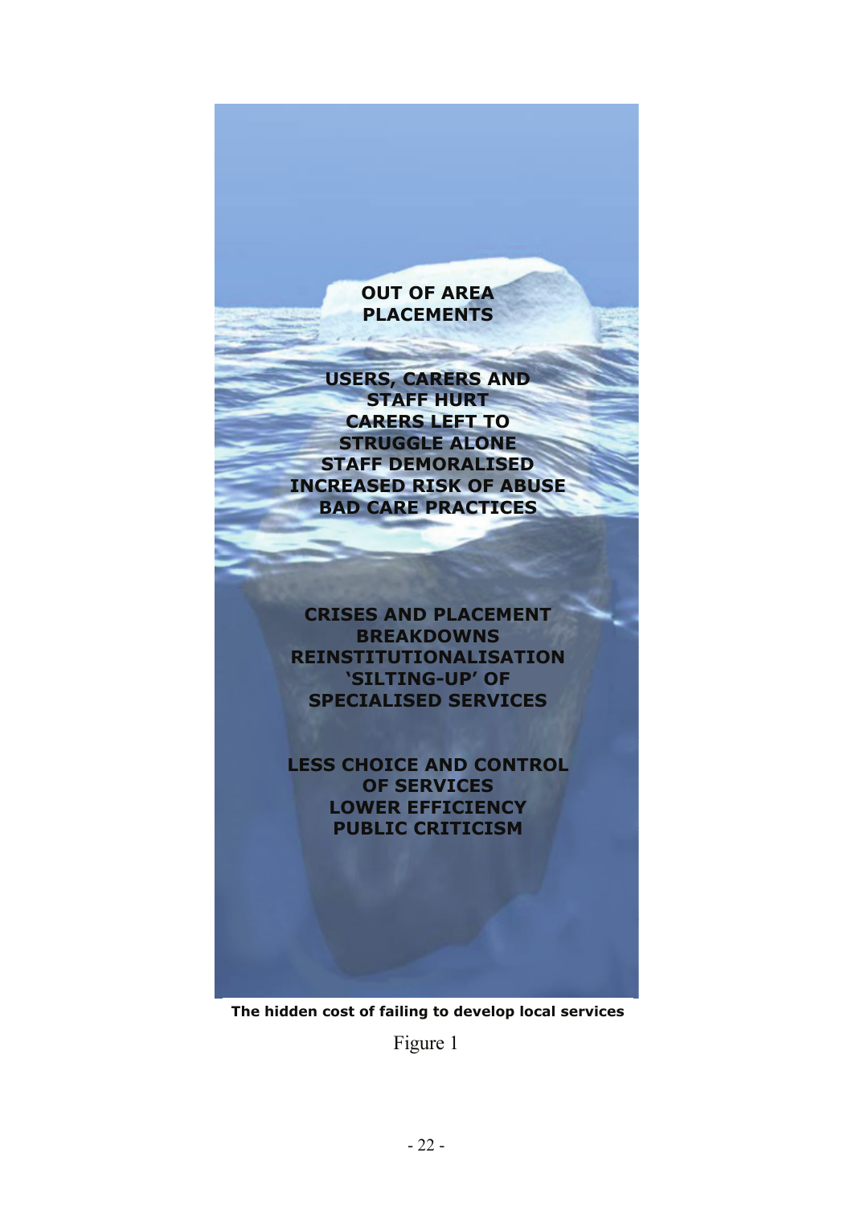OUT OF AREA PLACEMENTS

USERS, CARERS AND STAFF HURT
CARERS LEFT TO STRUGGLE ALONE
STAFF DEMORALISED
INCREASED RISK OF ABUSE
BAD CARE PRACTICES

CRISES AND PLACEMENT BREAKDOWNS
REINSTITUTIONALISATION
'SILTING-UP' OF SPECIALISED SERVICES

LESS CHOICE AND CONTROL OF SERVICES
LOWER EFFICIENCY
PUBLIC CRITICISM

**The hidden cost of failing to develop local services**

Figure 1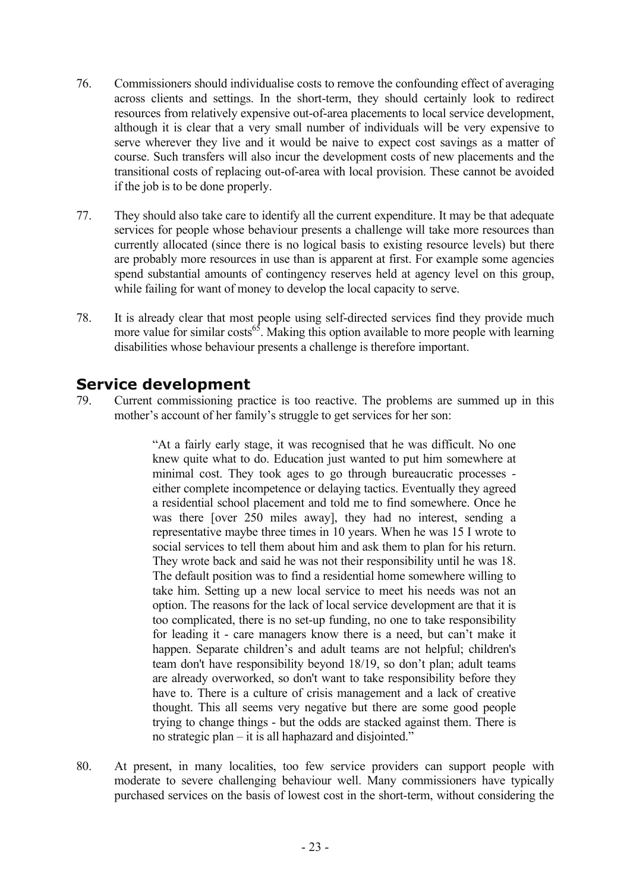76. Commissioners should individualise costs to remove the confounding effect of averaging across clients and settings. In the short-term, they should certainly look to redirect resources from relatively expensive out-of-area placements to local service development, although it is clear that a very small number of individuals will be very expensive to serve wherever they live and it would be naive to expect cost savings as a matter of course. Such transfers will also incur the development costs of new placements and the transitional costs of replacing out-of-area with local provision. These cannot be avoided if the job is to be done properly.

77. They should also take care to identify all the current expenditure. It may be that adequate services for people whose behaviour presents a challenge will take more resources than currently allocated (since there is no logical basis to existing resource levels) but there are probably more resources in use than is apparent at first. For example some agencies spend substantial amounts of contingency reserves held at agency level on this group, while failing for want of money to develop the local capacity to serve.

78. It is already clear that most people using self-directed services find they provide much more value for similar costs[65]. Making this option available to more people with learning disabilities whose behaviour presents a challenge is therefore important.

## Service development

79. Current commissioning practice is too reactive. The problems are summed up in this mother's account of her family's struggle to get services for her son:

> "At a fairly early stage, it was recognised that he was difficult. No one knew quite what to do. Education just wanted to put him somewhere at minimal cost. They took ages to go through bureaucratic processes - either complete incompetence or delaying tactics. Eventually they agreed a residential school placement and told me to find somewhere. Once he was there [over 250 miles away], they had no interest, sending a representative maybe three times in 10 years. When he was 15 I wrote to social services to tell them about him and ask them to plan for his return. They wrote back and said he was not their responsibility until he was 18. The default position was to find a residential home somewhere willing to take him. Setting up a new local service to meet his needs was not an option. The reasons for the lack of local service development are that it is too complicated, there is no set-up funding, no one to take responsibility for leading it - care managers know there is a need, but can't make it happen. Separate children's and adult teams are not helpful; children's team don't have responsibility beyond 18/19, so don't plan; adult teams are already overworked, so don't want to take responsibility before they have to. There is a culture of crisis management and a lack of creative thought. This all seems very negative but there are some good people trying to change things - but the odds are stacked against them. There is no strategic plan – it is all haphazard and disjointed."

80. At present, in many localities, too few service providers can support people with moderate to severe challenging behaviour well. Many commissioners have typically purchased services on the basis of lowest cost in the short-term, without considering the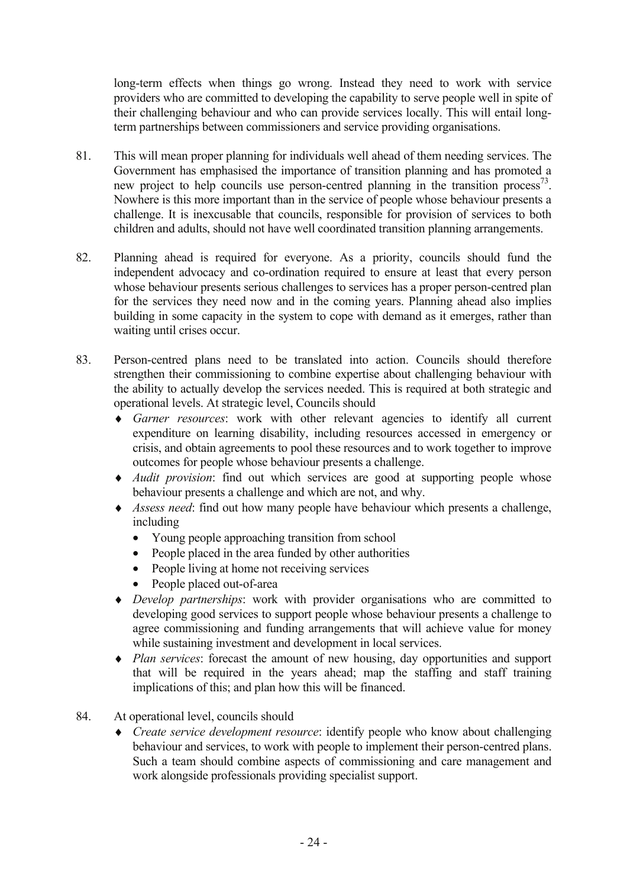long-term effects when things go wrong. Instead they need to work with service providers who are committed to developing the capability to serve people well in spite of their challenging behaviour and who can provide services locally. This will entail long-term partnerships between commissioners and service providing organisations.

81. This will mean proper planning for individuals well ahead of them needing services. The Government has emphasised the importance of transition planning and has promoted a new project to help councils use person-centred planning in the transition process[73]. Nowhere is this more important than in the service of people whose behaviour presents a challenge. It is inexcusable that councils, responsible for provision of services to both children and adults, should not have well coordinated transition planning arrangements.

82. Planning ahead is required for everyone. As a priority, councils should fund the independent advocacy and co-ordination required to ensure at least that every person whose behaviour presents serious challenges to services has a proper person-centred plan for the services they need now and in the coming years. Planning ahead also implies building in some capacity in the system to cope with demand as it emerges, rather than waiting until crises occur.

83. Person-centred plans need to be translated into action. Councils should therefore strengthen their commissioning to combine expertise about challenging behaviour with the ability to actually develop the services needed. This is required at both strategic and operational levels. At strategic level, Councils should

- *Garner resources*: work with other relevant agencies to identify all current expenditure on learning disability, including resources accessed in emergency or crisis, and obtain agreements to pool these resources and to work together to improve outcomes for people whose behaviour presents a challenge.
- *Audit provision*: find out which services are good at supporting people whose behaviour presents a challenge and which are not, and why.
- *Assess need*: find out how many people have behaviour which presents a challenge, including
  - Young people approaching transition from school
  - People placed in the area funded by other authorities
  - People living at home not receiving services
  - People placed out-of-area
- *Develop partnerships*: work with provider organisations who are committed to developing good services to support people whose behaviour presents a challenge to agree commissioning and funding arrangements that will achieve value for money while sustaining investment and development in local services.
- *Plan services*: forecast the amount of new housing, day opportunities and support that will be required in the years ahead; map the staffing and staff training implications of this; and plan how this will be financed.

84. At operational level, councils should

- *Create service development resource*: identify people who know about challenging behaviour and services, to work with people to implement their person-centred plans. Such a team should combine aspects of commissioning and care management and work alongside professionals providing specialist support.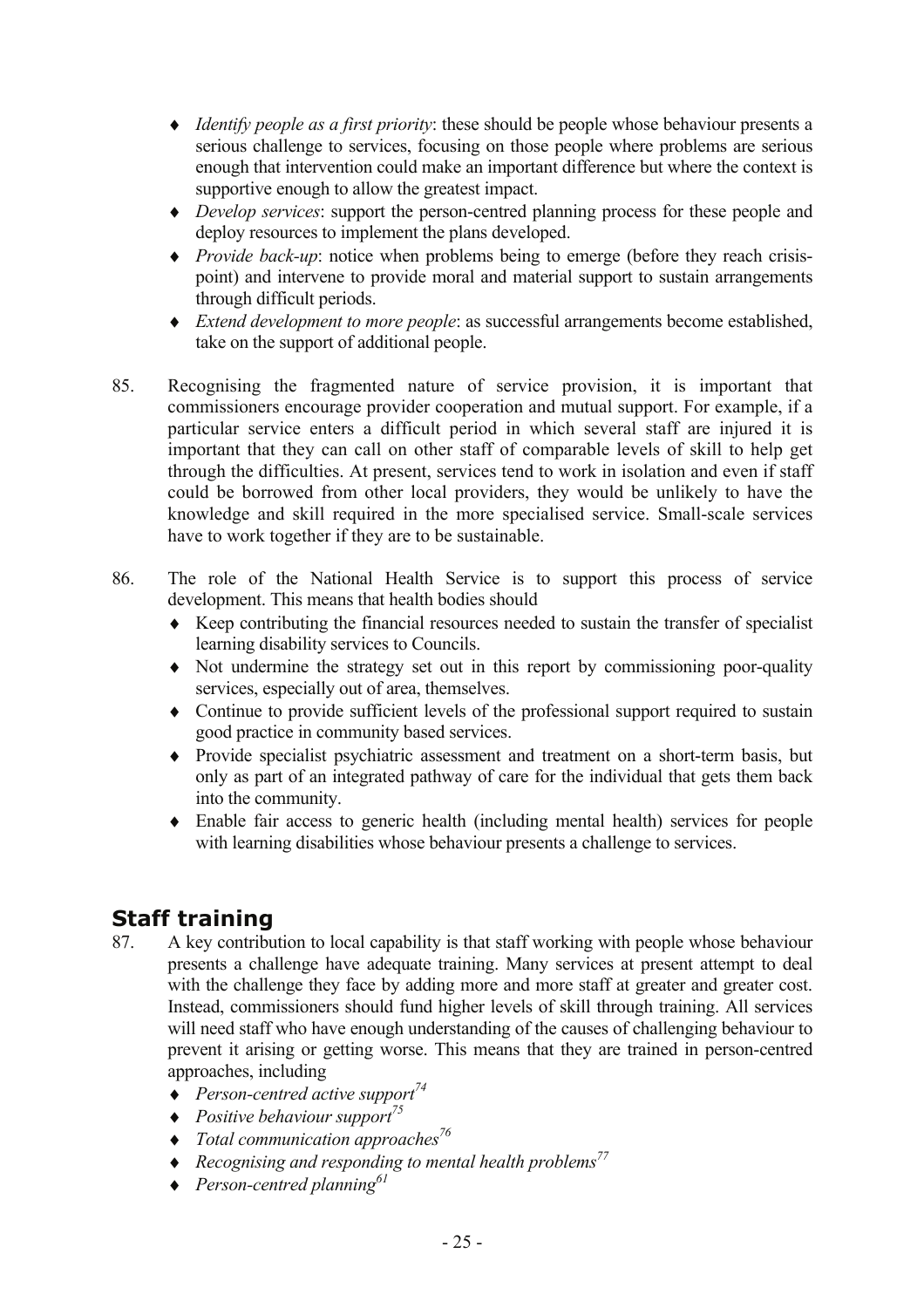- *Identify people as a first priority*: these should be people whose behaviour presents a serious challenge to services, focusing on those people where problems are serious enough that intervention could make an important difference but where the context is supportive enough to allow the greatest impact.
- *Develop services*: support the person-centred planning process for these people and deploy resources to implement the plans developed.
- *Provide back-up*: notice when problems being to emerge (before they reach crisis-point) and intervene to provide moral and material support to sustain arrangements through difficult periods.
- *Extend development to more people*: as successful arrangements become established, take on the support of additional people.

85. Recognising the fragmented nature of service provision, it is important that commissioners encourage provider cooperation and mutual support. For example, if a particular service enters a difficult period in which several staff are injured it is important that they can call on other staff of comparable levels of skill to help get through the difficulties. At present, services tend to work in isolation and even if staff could be borrowed from other local providers, they would be unlikely to have the knowledge and skill required in the more specialised service. Small-scale services have to work together if they are to be sustainable.

86. The role of the National Health Service is to support this process of service development. This means that health bodies should
    - Keep contributing the financial resources needed to sustain the transfer of specialist learning disability services to Councils.
    - Not undermine the strategy set out in this report by commissioning poor-quality services, especially out of area, themselves.
    - Continue to provide sufficient levels of the professional support required to sustain good practice in community based services.
    - Provide specialist psychiatric assessment and treatment on a short-term basis, but only as part of an integrated pathway of care for the individual that gets them back into the community.
    - Enable fair access to generic health (including mental health) services for people with learning disabilities whose behaviour presents a challenge to services.

## Staff training

87. A key contribution to local capability is that staff working with people whose behaviour presents a challenge have adequate training. Many services at present attempt to deal with the challenge they face by adding more and more staff at greater and greater cost. Instead, commissioners should fund higher levels of skill through training. All services will need staff who have enough understanding of the causes of challenging behaviour to prevent it arising or getting worse. This means that they are trained in person-centred approaches, including
    - *Person-centred active support*[74]
    - *Positive behaviour support*[75]
    - *Total communication approaches*[76]
    - *Recognising and responding to mental health problems*[77]
    - *Person-centred planning*[61]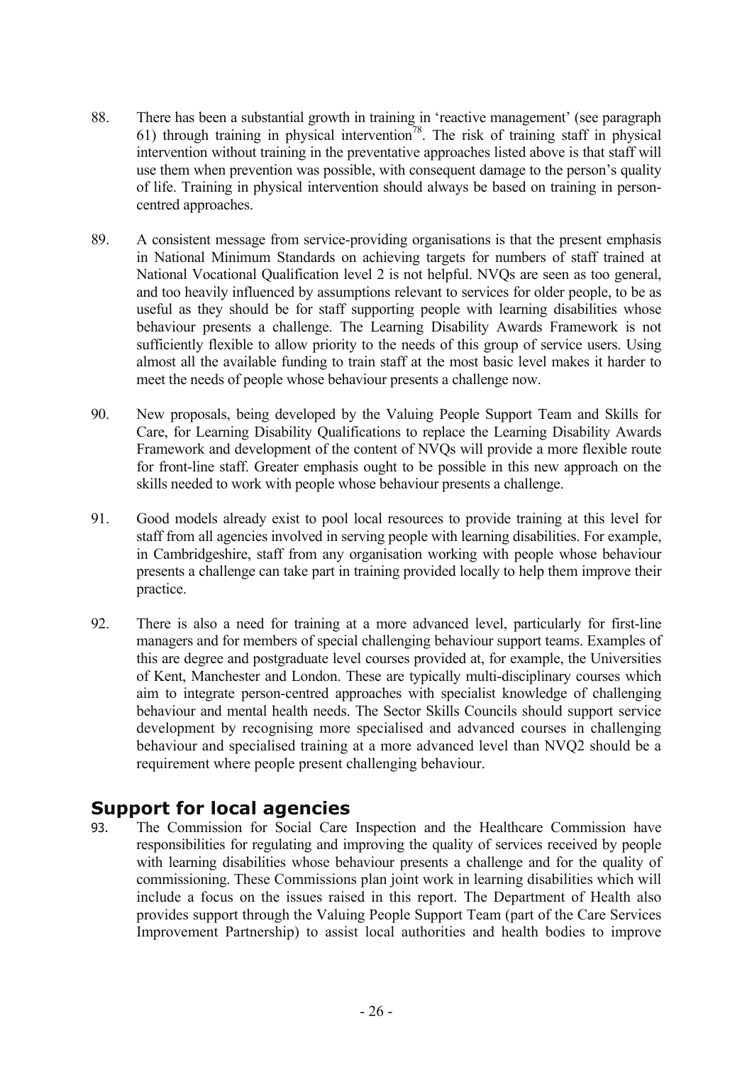88. There has been a substantial growth in training in 'reactive management' (see paragraph 61) through training in physical intervention[78]. The risk of training staff in physical intervention without training in the preventative approaches listed above is that staff will use them when prevention was possible, with consequent damage to the person's quality of life. Training in physical intervention should always be based on training in person-centred approaches.

89. A consistent message from service-providing organisations is that the present emphasis in National Minimum Standards on achieving targets for numbers of staff trained at National Vocational Qualification level 2 is not helpful. NVQs are seen as too general, and too heavily influenced by assumptions relevant to services for older people, to be as useful as they should be for staff supporting people with learning disabilities whose behaviour presents a challenge. The Learning Disability Awards Framework is not sufficiently flexible to allow priority to the needs of this group of service users. Using almost all the available funding to train staff at the most basic level makes it harder to meet the needs of people whose behaviour presents a challenge now.

90. New proposals, being developed by the Valuing People Support Team and Skills for Care, for Learning Disability Qualifications to replace the Learning Disability Awards Framework and development of the content of NVQs will provide a more flexible route for front-line staff. Greater emphasis ought to be possible in this new approach on the skills needed to work with people whose behaviour presents a challenge.

91. Good models already exist to pool local resources to provide training at this level for staff from all agencies involved in serving people with learning disabilities. For example, in Cambridgeshire, staff from any organisation working with people whose behaviour presents a challenge can take part in training provided locally to help them improve their practice.

92. There is also a need for training at a more advanced level, particularly for first-line managers and for members of special challenging behaviour support teams. Examples of this are degree and postgraduate level courses provided at, for example, the Universities of Kent, Manchester and London. These are typically multi-disciplinary courses which aim to integrate person-centred approaches with specialist knowledge of challenging behaviour and mental health needs. The Sector Skills Councils should support service development by recognising more specialised and advanced courses in challenging behaviour and specialised training at a more advanced level than NVQ2 should be a requirement where people present challenging behaviour.

## Support for local agencies

93. The Commission for Social Care Inspection and the Healthcare Commission have responsibilities for regulating and improving the quality of services received by people with learning disabilities whose behaviour presents a challenge and for the quality of commissioning. These Commissions plan joint work in learning disabilities which will include a focus on the issues raised in this report. The Department of Health also provides support through the Valuing People Support Team (part of the Care Services Improvement Partnership) to assist local authorities and health bodies to improve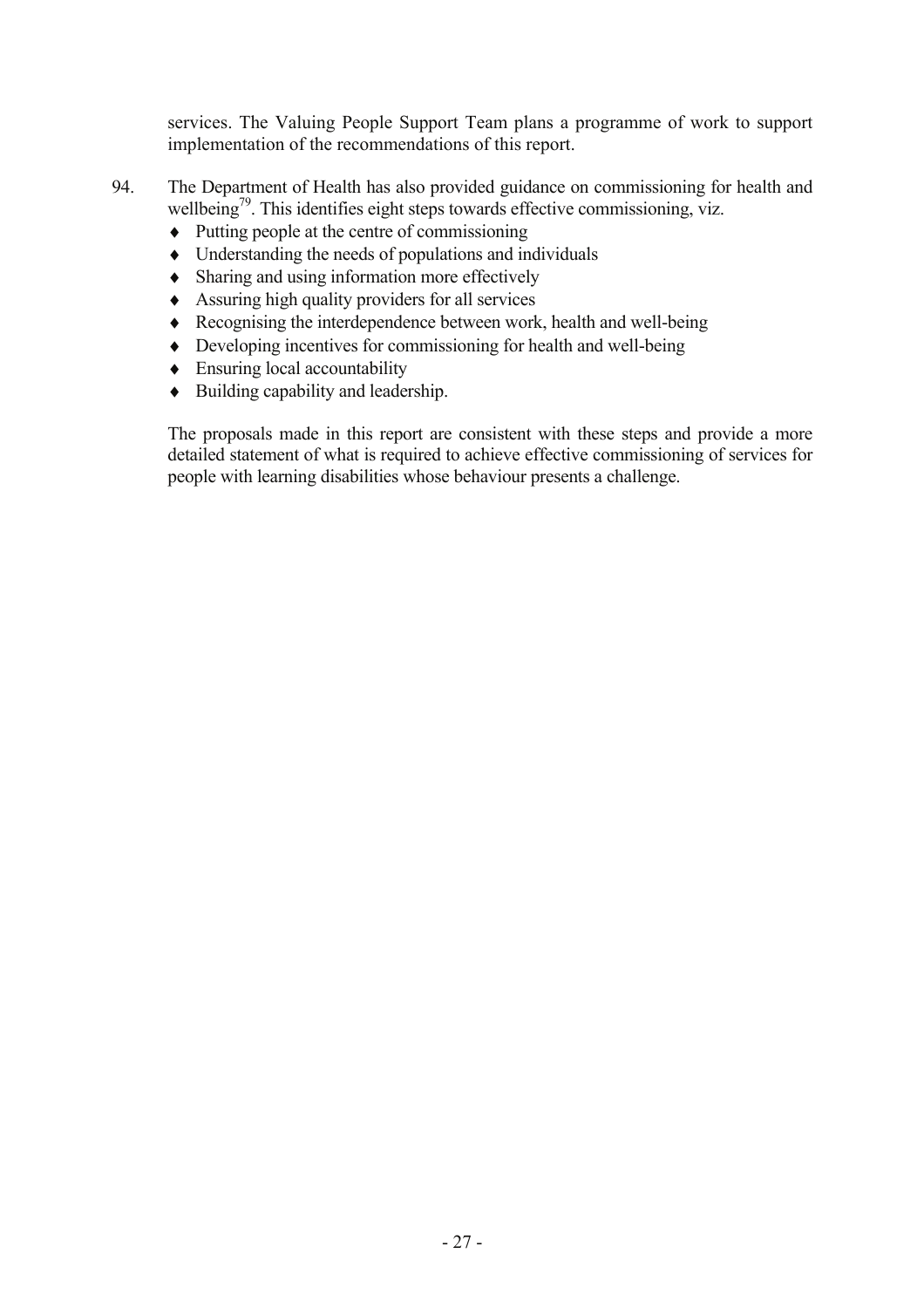services. The Valuing People Support Team plans a programme of work to support implementation of the recommendations of this report.

94. The Department of Health has also provided guidance on commissioning for health and wellbeing[79]. This identifies eight steps towards effective commissioning, viz.
   - Putting people at the centre of commissioning
   - Understanding the needs of populations and individuals
   - Sharing and using information more effectively
   - Assuring high quality providers for all services
   - Recognising the interdependence between work, health and well-being
   - Developing incentives for commissioning for health and well-being
   - Ensuring local accountability
   - Building capability and leadership.

   The proposals made in this report are consistent with these steps and provide a more detailed statement of what is required to achieve effective commissioning of services for people with learning disabilities whose behaviour presents a challenge.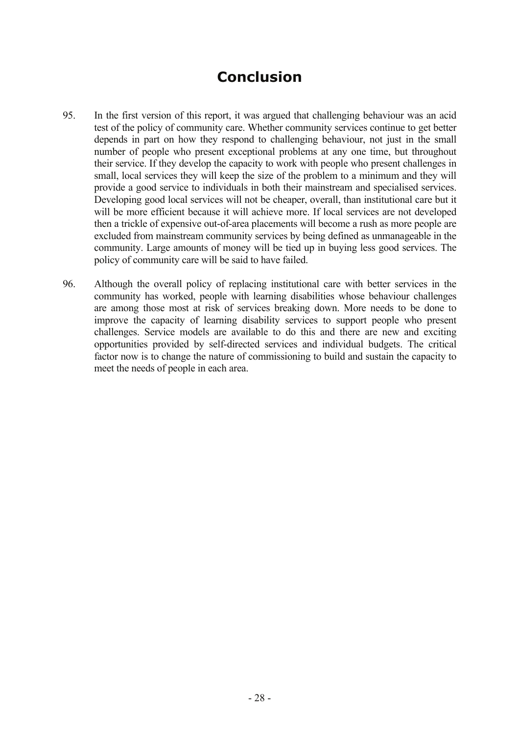# Conclusion

95. In the first version of this report, it was argued that challenging behaviour was an acid test of the policy of community care. Whether community services continue to get better depends in part on how they respond to challenging behaviour, not just in the small number of people who present exceptional problems at any one time, but throughout their service. If they develop the capacity to work with people who present challenges in small, local services they will keep the size of the problem to a minimum and they will provide a good service to individuals in both their mainstream and specialised services. Developing good local services will not be cheaper, overall, than institutional care but it will be more efficient because it will achieve more. If local services are not developed then a trickle of expensive out-of-area placements will become a rush as more people are excluded from mainstream community services by being defined as unmanageable in the community. Large amounts of money will be tied up in buying less good services. The policy of community care will be said to have failed.

96. Although the overall policy of replacing institutional care with better services in the community has worked, people with learning disabilities whose behaviour challenges are among those most at risk of services breaking down. More needs to be done to improve the capacity of learning disability services to support people who present challenges. Service models are available to do this and there are new and exciting opportunities provided by self-directed services and individual budgets. The critical factor now is to change the nature of commissioning to build and sustain the capacity to meet the needs of people in each area.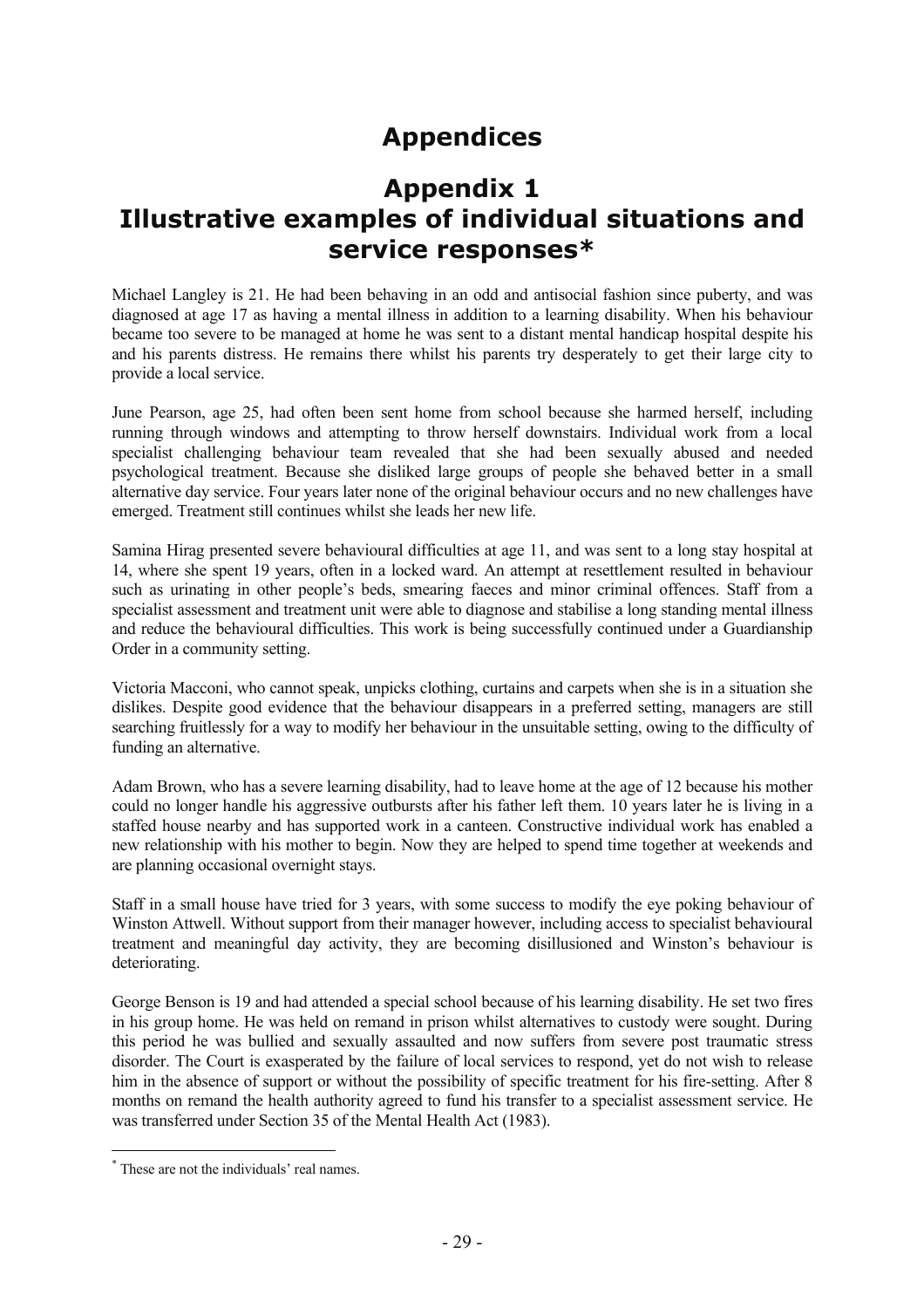# Appendices

## Appendix 1
## Illustrative examples of individual situations and service responses*

Michael Langley is 21. He had been behaving in an odd and antisocial fashion since puberty, and was diagnosed at age 17 as having a mental illness in addition to a learning disability. When his behaviour became too severe to be managed at home he was sent to a distant mental handicap hospital despite his and his parents distress. He remains there whilst his parents try desperately to get their large city to provide a local service.

June Pearson, age 25, had often been sent home from school because she harmed herself, including running through windows and attempting to throw herself downstairs. Individual work from a local specialist challenging behaviour team revealed that she had been sexually abused and needed psychological treatment. Because she disliked large groups of people she behaved better in a small alternative day service. Four years later none of the original behaviour occurs and no new challenges have emerged. Treatment still continues whilst she leads her new life.

Samina Hirag presented severe behavioural difficulties at age 11, and was sent to a long stay hospital at 14, where she spent 19 years, often in a locked ward. An attempt at resettlement resulted in behaviour such as urinating in other people's beds, smearing faeces and minor criminal offences. Staff from a specialist assessment and treatment unit were able to diagnose and stabilise a long standing mental illness and reduce the behavioural difficulties. This work is being successfully continued under a Guardianship Order in a community setting.

Victoria Macconi, who cannot speak, unpicks clothing, curtains and carpets when she is in a situation she dislikes. Despite good evidence that the behaviour disappears in a preferred setting, managers are still searching fruitlessly for a way to modify her behaviour in the unsuitable setting, owing to the difficulty of funding an alternative.

Adam Brown, who has a severe learning disability, had to leave home at the age of 12 because his mother could no longer handle his aggressive outbursts after his father left them. 10 years later he is living in a staffed house nearby and has supported work in a canteen. Constructive individual work has enabled a new relationship with his mother to begin. Now they are helped to spend time together at weekends and are planning occasional overnight stays.

Staff in a small house have tried for 3 years, with some success to modify the eye poking behaviour of Winston Attwell. Without support from their manager however, including access to specialist behavioural treatment and meaningful day activity, they are becoming disillusioned and Winston's behaviour is deteriorating.

George Benson is 19 and had attended a special school because of his learning disability. He set two fires in his group home. He was held on remand in prison whilst alternatives to custody were sought. During this period he was bullied and sexually assaulted and now suffers from severe post traumatic stress disorder. The Court is exasperated by the failure of local services to respond, yet do not wish to release him in the absence of support or without the possibility of specific treatment for his fire-setting. After 8 months on remand the health authority agreed to fund his transfer to a specialist assessment service. He was transferred under Section 35 of the Mental Health Act (1983).

---

* These are not the individuals' real names.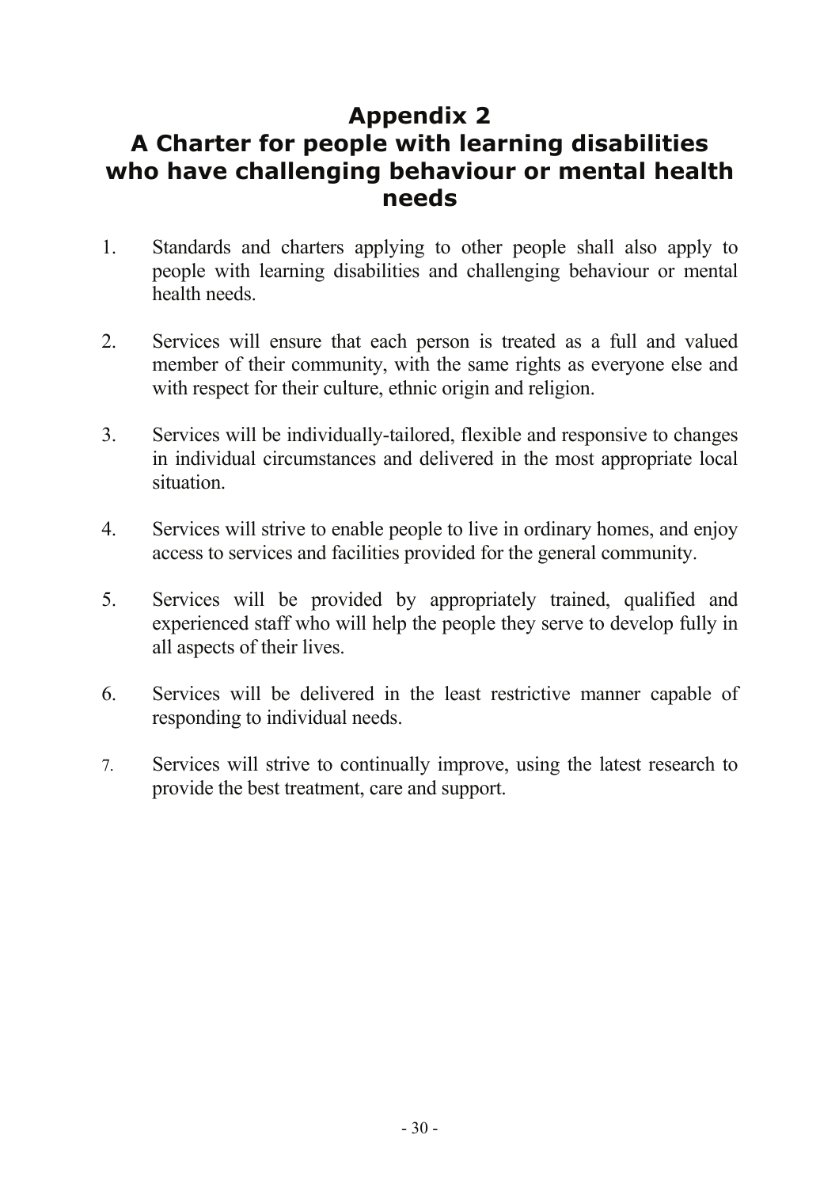# Appendix 2
# A Charter for people with learning disabilities who have challenging behaviour or mental health needs

1. Standards and charters applying to other people shall also apply to people with learning disabilities and challenging behaviour or mental health needs.

2. Services will ensure that each person is treated as a full and valued member of their community, with the same rights as everyone else and with respect for their culture, ethnic origin and religion.

3. Services will be individually-tailored, flexible and responsive to changes in individual circumstances and delivered in the most appropriate local situation.

4. Services will strive to enable people to live in ordinary homes, and enjoy access to services and facilities provided for the general community.

5. Services will be provided by appropriately trained, qualified and experienced staff who will help the people they serve to develop fully in all aspects of their lives.

6. Services will be delivered in the least restrictive manner capable of responding to individual needs.

7. Services will strive to continually improve, using the latest research to provide the best treatment, care and support.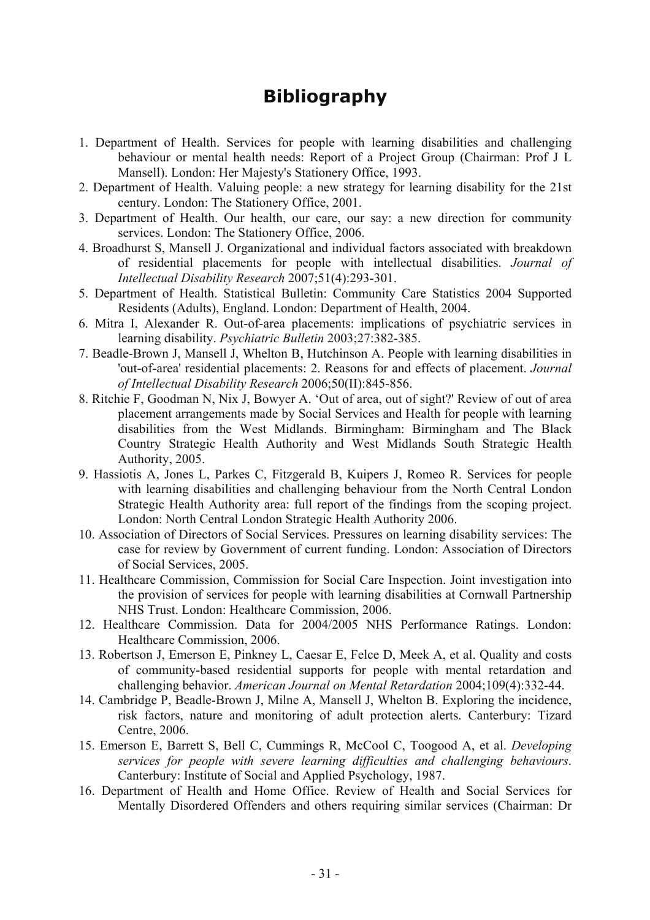# Bibliography

1. Department of Health. Services for people with learning disabilities and challenging behaviour or mental health needs: Report of a Project Group (Chairman: Prof J L Mansell). London: Her Majesty's Stationery Office, 1993.
2. Department of Health. Valuing people: a new strategy for learning disability for the 21st century. London: The Stationery Office, 2001.
3. Department of Health. Our health, our care, our say: a new direction for community services. London: The Stationery Office, 2006.
4. Broadhurst S, Mansell J. Organizational and individual factors associated with breakdown of residential placements for people with intellectual disabilities. *Journal of Intellectual Disability Research* 2007;51(4):293-301.
5. Department of Health. Statistical Bulletin: Community Care Statistics 2004 Supported Residents (Adults), England. London: Department of Health, 2004.
6. Mitra I, Alexander R. Out-of-area placements: implications of psychiatric services in learning disability. *Psychiatric Bulletin* 2003;27:382-385.
7. Beadle-Brown J, Mansell J, Whelton B, Hutchinson A. People with learning disabilities in 'out-of-area' residential placements: 2. Reasons for and effects of placement. *Journal of Intellectual Disability Research* 2006;50(II):845-856.
8. Ritchie F, Goodman N, Nix J, Bowyer A. 'Out of area, out of sight?' Review of out of area placement arrangements made by Social Services and Health for people with learning disabilities from the West Midlands. Birmingham: Birmingham and The Black Country Strategic Health Authority and West Midlands South Strategic Health Authority, 2005.
9. Hassiotis A, Jones L, Parkes C, Fitzgerald B, Kuipers J, Romeo R. Services for people with learning disabilities and challenging behaviour from the North Central London Strategic Health Authority area: full report of the findings from the scoping project. London: North Central London Strategic Health Authority 2006.
10. Association of Directors of Social Services. Pressures on learning disability services: The case for review by Government of current funding. London: Association of Directors of Social Services, 2005.
11. Healthcare Commission, Commission for Social Care Inspection. Joint investigation into the provision of services for people with learning disabilities at Cornwall Partnership NHS Trust. London: Healthcare Commission, 2006.
12. Healthcare Commission. Data for 2004/2005 NHS Performance Ratings. London: Healthcare Commission, 2006.
13. Robertson J, Emerson E, Pinkney L, Caesar E, Felce D, Meek A, et al. Quality and costs of community-based residential supports for people with mental retardation and challenging behavior. *American Journal on Mental Retardation* 2004;109(4):332-44.
14. Cambridge P, Beadle-Brown J, Milne A, Mansell J, Whelton B. Exploring the incidence, risk factors, nature and monitoring of adult protection alerts. Canterbury: Tizard Centre, 2006.
15. Emerson E, Barrett S, Bell C, Cummings R, McCool C, Toogood A, et al. *Developing services for people with severe learning difficulties and challenging behaviours*. Canterbury: Institute of Social and Applied Psychology, 1987.
16. Department of Health and Home Office. Review of Health and Social Services for Mentally Disordered Offenders and others requiring similar services (Chairman: Dr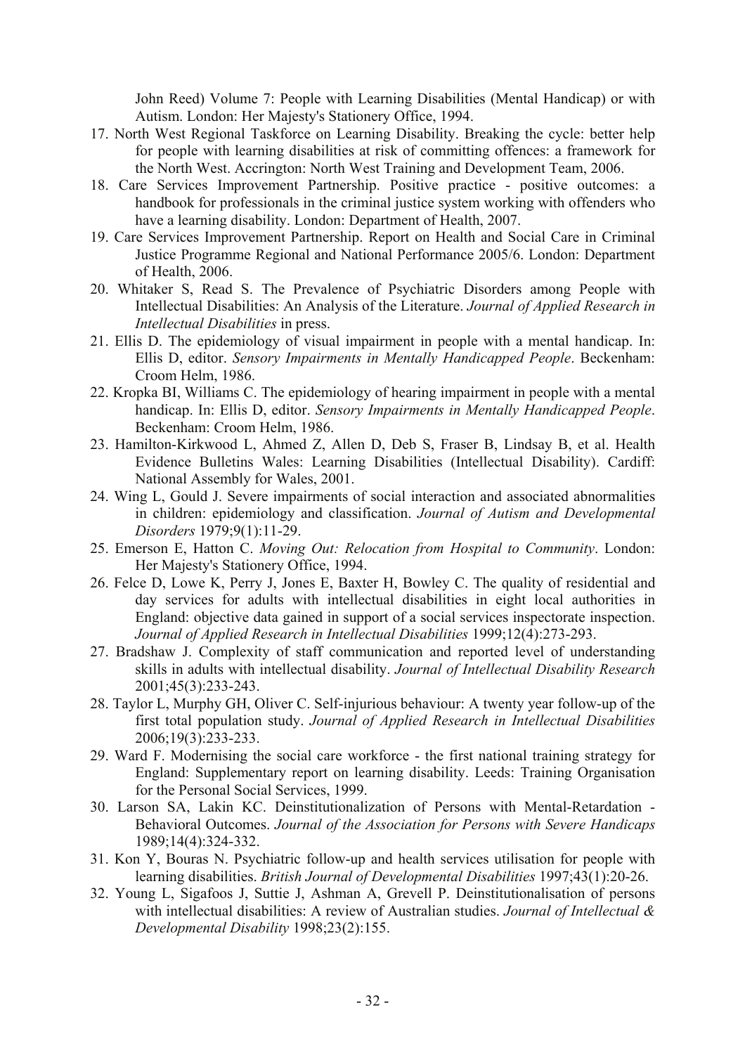John Reed) Volume 7: People with Learning Disabilities (Mental Handicap) or with Autism. London: Her Majesty's Stationery Office, 1994.

17. North West Regional Taskforce on Learning Disability. Breaking the cycle: better help for people with learning disabilities at risk of committing offences: a framework for the North West. Accrington: North West Training and Development Team, 2006.
18. Care Services Improvement Partnership. Positive practice - positive outcomes: a handbook for professionals in the criminal justice system working with offenders who have a learning disability. London: Department of Health, 2007.
19. Care Services Improvement Partnership. Report on Health and Social Care in Criminal Justice Programme Regional and National Performance 2005/6. London: Department of Health, 2006.
20. Whitaker S, Read S. The Prevalence of Psychiatric Disorders among People with Intellectual Disabilities: An Analysis of the Literature. *Journal of Applied Research in Intellectual Disabilities* in press.
21. Ellis D. The epidemiology of visual impairment in people with a mental handicap. In: Ellis D, editor. *Sensory Impairments in Mentally Handicapped People*. Beckenham: Croom Helm, 1986.
22. Kropka BI, Williams C. The epidemiology of hearing impairment in people with a mental handicap. In: Ellis D, editor. *Sensory Impairments in Mentally Handicapped People*. Beckenham: Croom Helm, 1986.
23. Hamilton-Kirkwood L, Ahmed Z, Allen D, Deb S, Fraser B, Lindsay B, et al. Health Evidence Bulletins Wales: Learning Disabilities (Intellectual Disability). Cardiff: National Assembly for Wales, 2001.
24. Wing L, Gould J. Severe impairments of social interaction and associated abnormalities in children: epidemiology and classification. *Journal of Autism and Developmental Disorders* 1979;9(1):11-29.
25. Emerson E, Hatton C. *Moving Out: Relocation from Hospital to Community*. London: Her Majesty's Stationery Office, 1994.
26. Felce D, Lowe K, Perry J, Jones E, Baxter H, Bowley C. The quality of residential and day services for adults with intellectual disabilities in eight local authorities in England: objective data gained in support of a social services inspectorate inspection. *Journal of Applied Research in Intellectual Disabilities* 1999;12(4):273-293.
27. Bradshaw J. Complexity of staff communication and reported level of understanding skills in adults with intellectual disability. *Journal of Intellectual Disability Research* 2001;45(3):233-243.
28. Taylor L, Murphy GH, Oliver C. Self-injurious behaviour: A twenty year follow-up of the first total population study. *Journal of Applied Research in Intellectual Disabilities* 2006;19(3):233-233.
29. Ward F. Modernising the social care workforce - the first national training strategy for England: Supplementary report on learning disability. Leeds: Training Organisation for the Personal Social Services, 1999.
30. Larson SA, Lakin KC. Deinstitutionalization of Persons with Mental-Retardation - Behavioral Outcomes. *Journal of the Association for Persons with Severe Handicaps* 1989;14(4):324-332.
31. Kon Y, Bouras N. Psychiatric follow-up and health services utilisation for people with learning disabilities. *British Journal of Developmental Disabilities* 1997;43(1):20-26.
32. Young L, Sigafoos J, Suttie J, Ashman A, Grevell P. Deinstitutionalisation of persons with intellectual disabilities: A review of Australian studies. *Journal of Intellectual & Developmental Disability* 1998;23(2):155.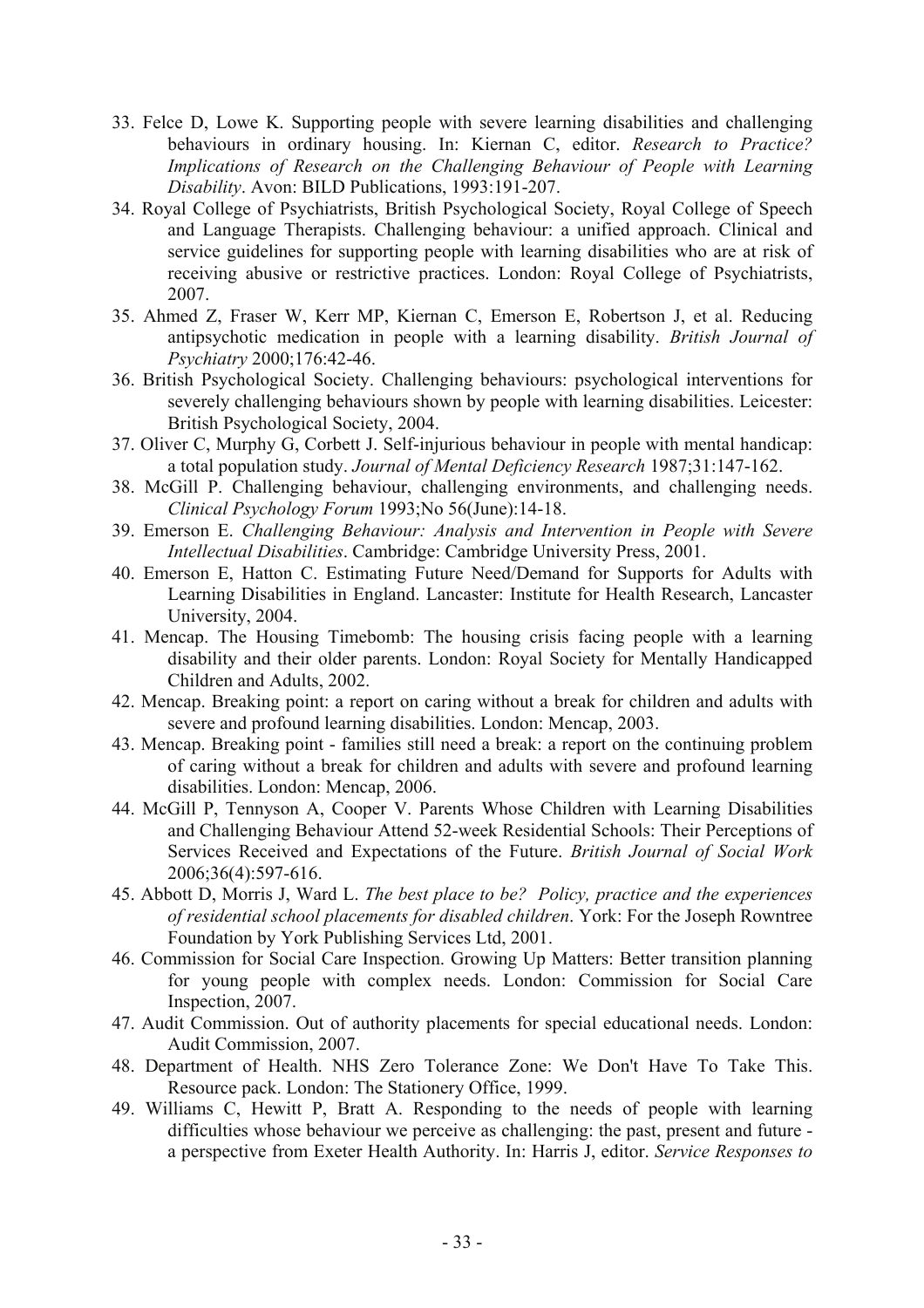33. Felce D, Lowe K. Supporting people with severe learning disabilities and challenging behaviours in ordinary housing. In: Kiernan C, editor. *Research to Practice? Implications of Research on the Challenging Behaviour of People with Learning Disability*. Avon: BILD Publications, 1993:191-207.
34. Royal College of Psychiatrists, British Psychological Society, Royal College of Speech and Language Therapists. Challenging behaviour: a unified approach. Clinical and service guidelines for supporting people with learning disabilities who are at risk of receiving abusive or restrictive practices. London: Royal College of Psychiatrists, 2007.
35. Ahmed Z, Fraser W, Kerr MP, Kiernan C, Emerson E, Robertson J, et al. Reducing antipsychotic medication in people with a learning disability. *British Journal of Psychiatry* 2000;176:42-46.
36. British Psychological Society. Challenging behaviours: psychological interventions for severely challenging behaviours shown by people with learning disabilities. Leicester: British Psychological Society, 2004.
37. Oliver C, Murphy G, Corbett J. Self-injurious behaviour in people with mental handicap: a total population study. *Journal of Mental Deficiency Research* 1987;31:147-162.
38. McGill P. Challenging behaviour, challenging environments, and challenging needs. *Clinical Psychology Forum* 1993;No 56(June):14-18.
39. Emerson E. *Challenging Behaviour: Analysis and Intervention in People with Severe Intellectual Disabilities*. Cambridge: Cambridge University Press, 2001.
40. Emerson E, Hatton C. Estimating Future Need/Demand for Supports for Adults with Learning Disabilities in England. Lancaster: Institute for Health Research, Lancaster University, 2004.
41. Mencap. The Housing Timebomb: The housing crisis facing people with a learning disability and their older parents. London: Royal Society for Mentally Handicapped Children and Adults, 2002.
42. Mencap. Breaking point: a report on caring without a break for children and adults with severe and profound learning disabilities. London: Mencap, 2003.
43. Mencap. Breaking point - families still need a break: a report on the continuing problem of caring without a break for children and adults with severe and profound learning disabilities. London: Mencap, 2006.
44. McGill P, Tennyson A, Cooper V. Parents Whose Children with Learning Disabilities and Challenging Behaviour Attend 52-week Residential Schools: Their Perceptions of Services Received and Expectations of the Future. *British Journal of Social Work* 2006;36(4):597-616.
45. Abbott D, Morris J, Ward L. *The best place to be? Policy, practice and the experiences of residential school placements for disabled children*. York: For the Joseph Rowntree Foundation by York Publishing Services Ltd, 2001.
46. Commission for Social Care Inspection. Growing Up Matters: Better transition planning for young people with complex needs. London: Commission for Social Care Inspection, 2007.
47. Audit Commission. Out of authority placements for special educational needs. London: Audit Commission, 2007.
48. Department of Health. NHS Zero Tolerance Zone: We Don't Have To Take This. Resource pack. London: The Stationery Office, 1999.
49. Williams C, Hewitt P, Bratt A. Responding to the needs of people with learning difficulties whose behaviour we perceive as challenging: the past, present and future - a perspective from Exeter Health Authority. In: Harris J, editor. *Service Responses to*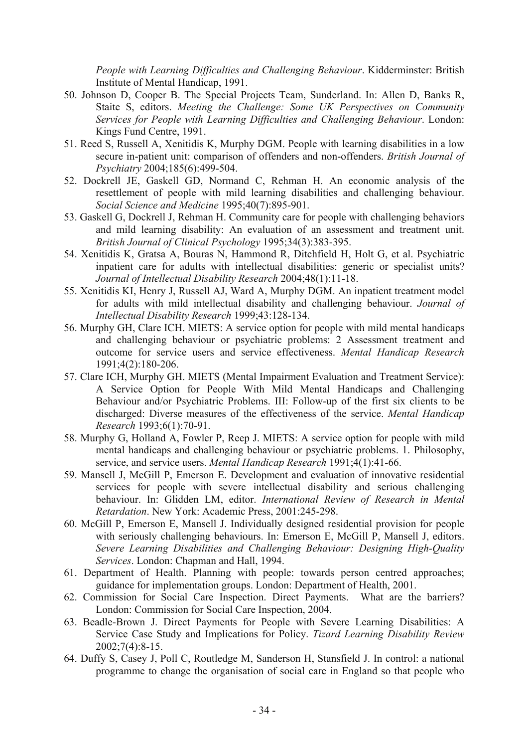*People with Learning Difficulties and Challenging Behaviour*. Kidderminster: British Institute of Mental Handicap, 1991.

50. Johnson D, Cooper B. The Special Projects Team, Sunderland. In: Allen D, Banks R, Staite S, editors. *Meeting the Challenge: Some UK Perspectives on Community Services for People with Learning Difficulties and Challenging Behaviour*. London: Kings Fund Centre, 1991.
51. Reed S, Russell A, Xenitidis K, Murphy DGM. People with learning disabilities in a low secure in-patient unit: comparison of offenders and non-offenders. *British Journal of Psychiatry* 2004;185(6):499-504.
52. Dockrell JE, Gaskell GD, Normand C, Rehman H. An economic analysis of the resettlement of people with mild learning disabilities and challenging behaviour. *Social Science and Medicine* 1995;40(7):895-901.
53. Gaskell G, Dockrell J, Rehman H. Community care for people with challenging behaviors and mild learning disability: An evaluation of an assessment and treatment unit. *British Journal of Clinical Psychology* 1995;34(3):383-395.
54. Xenitidis K, Gratsa A, Bouras N, Hammond R, Ditchfield H, Holt G, et al. Psychiatric inpatient care for adults with intellectual disabilities: generic or specialist units? *Journal of Intellectual Disability Research* 2004;48(1):11-18.
55. Xenitidis KI, Henry J, Russell AJ, Ward A, Murphy DGM. An inpatient treatment model for adults with mild intellectual disability and challenging behaviour. *Journal of Intellectual Disability Research* 1999;43:128-134.
56. Murphy GH, Clare ICH. MIETS: A service option for people with mild mental handicaps and challenging behaviour or psychiatric problems: 2 Assessment treatment and outcome for service users and service effectiveness. *Mental Handicap Research* 1991;4(2):180-206.
57. Clare ICH, Murphy GH. MIETS (Mental Impairment Evaluation and Treatment Service): A Service Option for People With Mild Mental Handicaps and Challenging Behaviour and/or Psychiatric Problems. III: Follow-up of the first six clients to be discharged: Diverse measures of the effectiveness of the service. *Mental Handicap Research* 1993;6(1):70-91.
58. Murphy G, Holland A, Fowler P, Reep J. MIETS: A service option for people with mild mental handicaps and challenging behaviour or psychiatric problems. 1. Philosophy, service, and service users. *Mental Handicap Research* 1991;4(1):41-66.
59. Mansell J, McGill P, Emerson E. Development and evaluation of innovative residential services for people with severe intellectual disability and serious challenging behaviour. In: Glidden LM, editor. *International Review of Research in Mental Retardation*. New York: Academic Press, 2001:245-298.
60. McGill P, Emerson E, Mansell J. Individually designed residential provision for people with seriously challenging behaviours. In: Emerson E, McGill P, Mansell J, editors. *Severe Learning Disabilities and Challenging Behaviour: Designing High-Quality Services*. London: Chapman and Hall, 1994.
61. Department of Health. Planning with people: towards person centred approaches; guidance for implementation groups. London: Department of Health, 2001.
62. Commission for Social Care Inspection. Direct Payments. What are the barriers? London: Commission for Social Care Inspection, 2004.
63. Beadle-Brown J. Direct Payments for People with Severe Learning Disabilities: A Service Case Study and Implications for Policy. *Tizard Learning Disability Review* 2002;7(4):8-15.
64. Duffy S, Casey J, Poll C, Routledge M, Sanderson H, Stansfield J. In control: a national programme to change the organisation of social care in England so that people who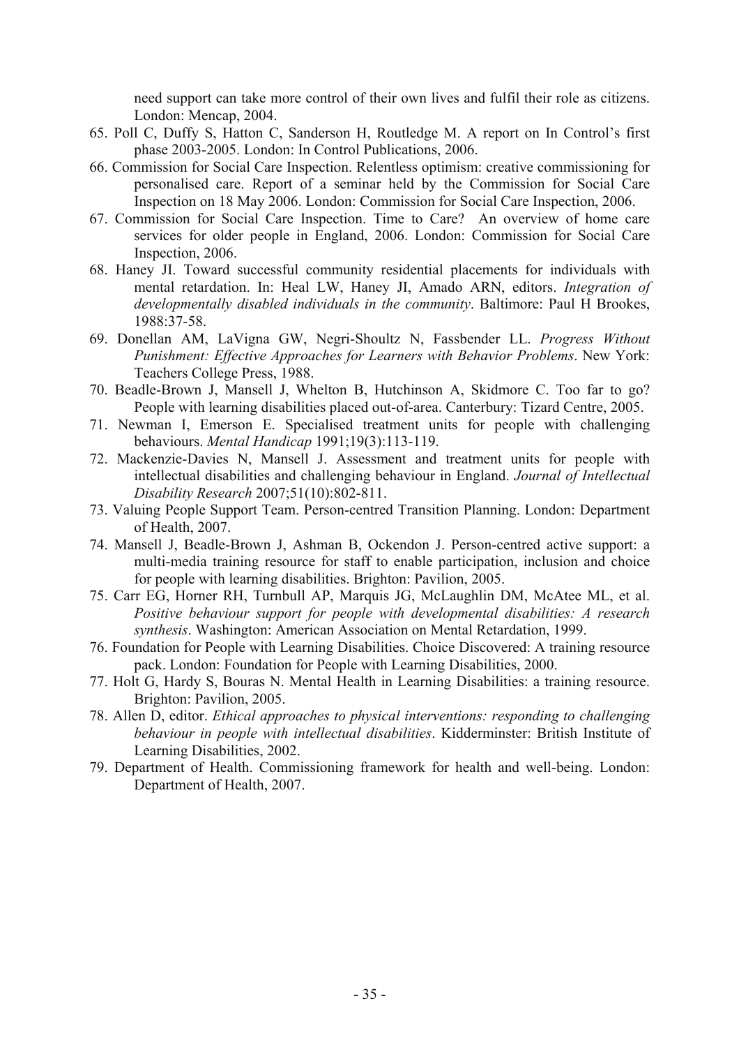need support can take more control of their own lives and fulfil their role as citizens. London: Mencap, 2004.

65. Poll C, Duffy S, Hatton C, Sanderson H, Routledge M. A report on In Control's first phase 2003-2005. London: In Control Publications, 2006.
66. Commission for Social Care Inspection. Relentless optimism: creative commissioning for personalised care. Report of a seminar held by the Commission for Social Care Inspection on 18 May 2006. London: Commission for Social Care Inspection, 2006.
67. Commission for Social Care Inspection. Time to Care? An overview of home care services for older people in England, 2006. London: Commission for Social Care Inspection, 2006.
68. Haney JI. Toward successful community residential placements for individuals with mental retardation. In: Heal LW, Haney JI, Amado ARN, editors. *Integration of developmentally disabled individuals in the community*. Baltimore: Paul H Brookes, 1988:37-58.
69. Donellan AM, LaVigna GW, Negri-Shoultz N, Fassbender LL. *Progress Without Punishment: Effective Approaches for Learners with Behavior Problems*. New York: Teachers College Press, 1988.
70. Beadle-Brown J, Mansell J, Whelton B, Hutchinson A, Skidmore C. Too far to go? People with learning disabilities placed out-of-area. Canterbury: Tizard Centre, 2005.
71. Newman I, Emerson E. Specialised treatment units for people with challenging behaviours. *Mental Handicap* 1991;19(3):113-119.
72. Mackenzie-Davies N, Mansell J. Assessment and treatment units for people with intellectual disabilities and challenging behaviour in England. *Journal of Intellectual Disability Research* 2007;51(10):802-811.
73. Valuing People Support Team. Person-centred Transition Planning. London: Department of Health, 2007.
74. Mansell J, Beadle-Brown J, Ashman B, Ockendon J. Person-centred active support: a multi-media training resource for staff to enable participation, inclusion and choice for people with learning disabilities. Brighton: Pavilion, 2005.
75. Carr EG, Horner RH, Turnbull AP, Marquis JG, McLaughlin DM, McAtee ML, et al. *Positive behaviour support for people with developmental disabilities: A research synthesis*. Washington: American Association on Mental Retardation, 1999.
76. Foundation for People with Learning Disabilities. Choice Discovered: A training resource pack. London: Foundation for People with Learning Disabilities, 2000.
77. Holt G, Hardy S, Bouras N. Mental Health in Learning Disabilities: a training resource. Brighton: Pavilion, 2005.
78. Allen D, editor. *Ethical approaches to physical interventions: responding to challenging behaviour in people with intellectual disabilities*. Kidderminster: British Institute of Learning Disabilities, 2002.
79. Department of Health. Commissioning framework for health and well-being. London: Department of Health, 2007.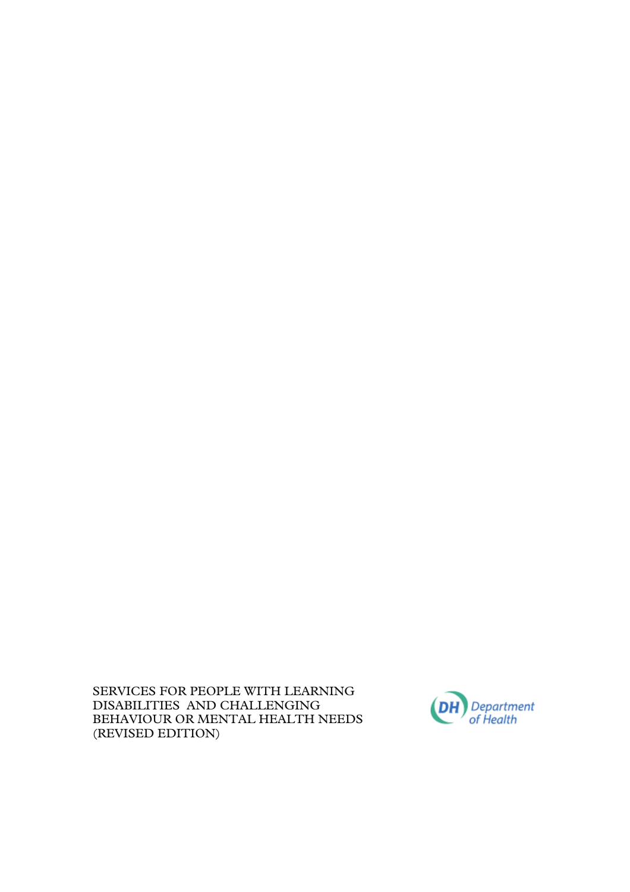SERVICES FOR PEOPLE WITH LEARNING DISABILITIES AND CHALLENGING BEHAVIOUR OR MENTAL HEALTH NEEDS (REVISED EDITION)

DH Department of Health